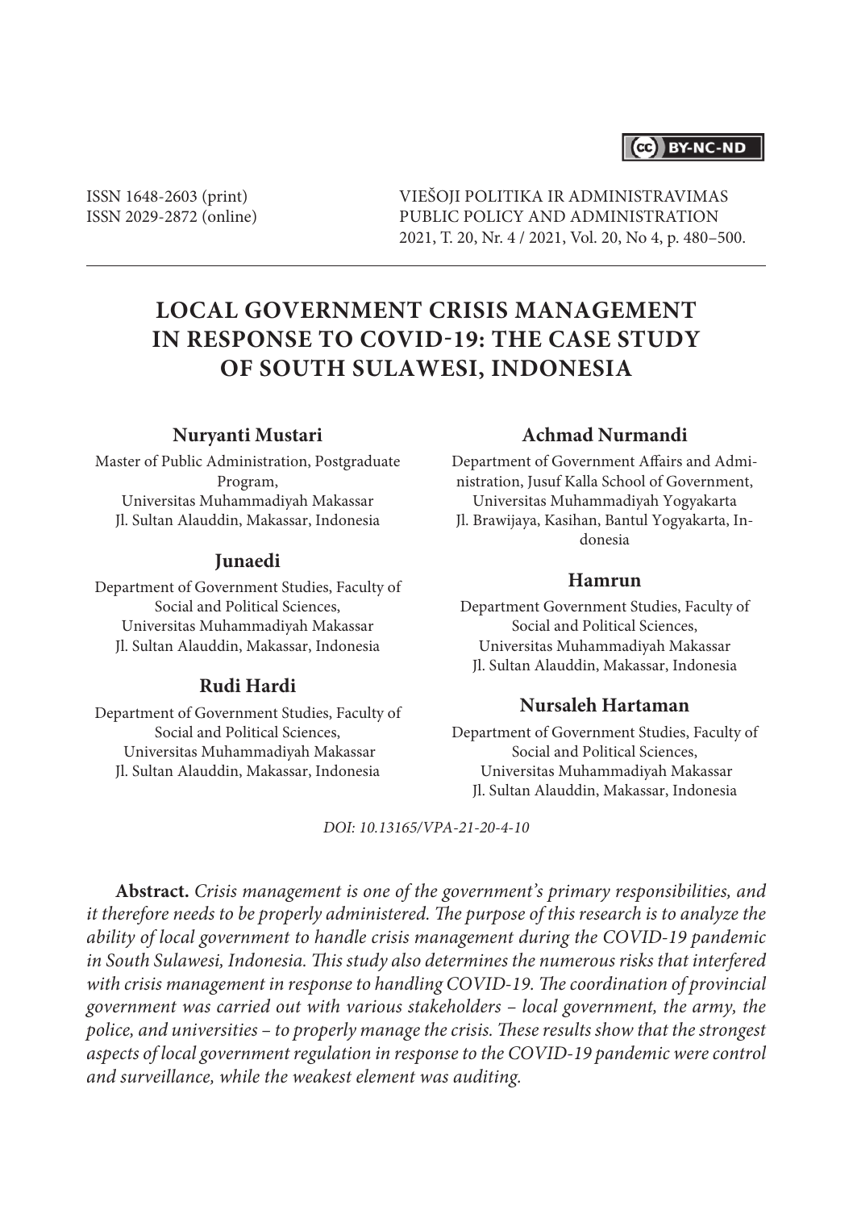BY-NC-ND

ISSN 1648-2603 (print)
ISSN 2029-2872 (online)

VIEŠOJI POLITIKA IR ADMINISTRAVIMAS
PUBLIC POLICY AND ADMINISTRATION
2021, T. 20, Nr. 4 / 2021, Vol. 20, No 4, p. 480–500.

# LOCAL GOVERNMENT CRISIS MANAGEMENT IN RESPONSE TO COVID-19: THE CASE STUDY OF SOUTH SULAWESI, INDONESIA

**Nuryanti Mustari**

Master of Public Administration, Postgraduate Program,
Universitas Muhammadiyah Makassar
Jl. Sultan Alauddin, Makassar, Indonesia

**Junaedi**

Department of Government Studies, Faculty of Social and Political Sciences,
Universitas Muhammadiyah Makassar
Jl. Sultan Alauddin, Makassar, Indonesia

**Rudi Hardi**

Department of Government Studies, Faculty of Social and Political Sciences,
Universitas Muhammadiyah Makassar
Jl. Sultan Alauddin, Makassar, Indonesia

**Achmad Nurmandi**

Department of Government Affairs and Administration, Jusuf Kalla School of Government,
Universitas Muhammadiyah Yogyakarta
Jl. Brawijaya, Kasihan, Bantul Yogyakarta, Indonesia

**Hamrun**

Department Government Studies, Faculty of Social and Political Sciences,
Universitas Muhammadiyah Makassar
Jl. Sultan Alauddin, Makassar, Indonesia

**Nursaleh Hartaman**

Department of Government Studies, Faculty of Social and Political Sciences,
Universitas Muhammadiyah Makassar
Jl. Sultan Alauddin, Makassar, Indonesia

*DOI: 10.13165/VPA-21-20-4-10*

**Abstract.** *Crisis management is one of the government's primary responsibilities, and it therefore needs to be properly administered. The purpose of this research is to analyze the ability of local government to handle crisis management during the COVID-19 pandemic in South Sulawesi, Indonesia. This study also determines the numerous risks that interfered with crisis management in response to handling COVID-19. The coordination of provincial government was carried out with various stakeholders – local government, the army, the police, and universities – to properly manage the crisis. These results show that the strongest aspects of local government regulation in response to the COVID-19 pandemic were control and surveillance, while the weakest element was auditing.*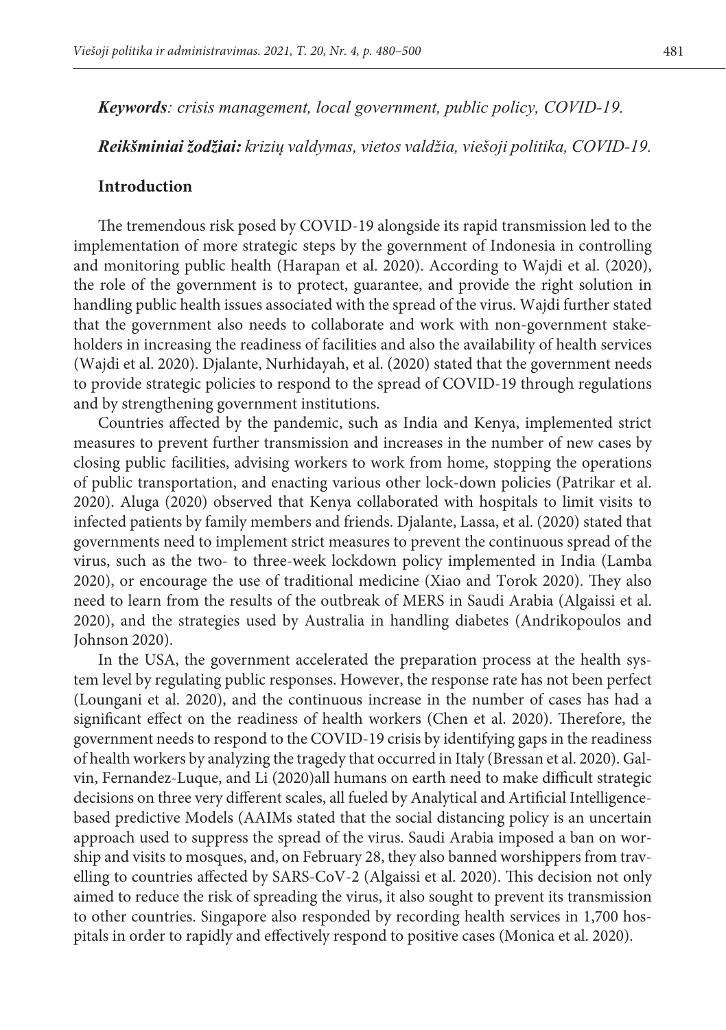***Keywords**: crisis management, local government, public policy, COVID-19.*

***Reikšminiai žodžiai:** krizių valdymas, vietos valdžia, viešoji politika, COVID-19.*

## Introduction

The tremendous risk posed by COVID-19 alongside its rapid transmission led to the implementation of more strategic steps by the government of Indonesia in controlling and monitoring public health (Harapan et al. 2020). According to Wajdi et al. (2020), the role of the government is to protect, guarantee, and provide the right solution in handling public health issues associated with the spread of the virus. Wajdi further stated that the government also needs to collaborate and work with non-government stakeholders in increasing the readiness of facilities and also the availability of health services (Wajdi et al. 2020). Djalante, Nurhidayah, et al. (2020) stated that the government needs to provide strategic policies to respond to the spread of COVID-19 through regulations and by strengthening government institutions.

Countries affected by the pandemic, such as India and Kenya, implemented strict measures to prevent further transmission and increases in the number of new cases by closing public facilities, advising workers to work from home, stopping the operations of public transportation, and enacting various other lock-down policies (Patrikar et al. 2020). Aluga (2020) observed that Kenya collaborated with hospitals to limit visits to infected patients by family members and friends. Djalante, Lassa, et al. (2020) stated that governments need to implement strict measures to prevent the continuous spread of the virus, such as the two- to three-week lockdown policy implemented in India (Lamba 2020), or encourage the use of traditional medicine (Xiao and Torok 2020). They also need to learn from the results of the outbreak of MERS in Saudi Arabia (Algaissi et al. 2020), and the strategies used by Australia in handling diabetes (Andrikopoulos and Johnson 2020).

In the USA, the government accelerated the preparation process at the health system level by regulating public responses. However, the response rate has not been perfect (Loungani et al. 2020), and the continuous increase in the number of cases has had a significant effect on the readiness of health workers (Chen et al. 2020). Therefore, the government needs to respond to the COVID-19 crisis by identifying gaps in the readiness of health workers by analyzing the tragedy that occurred in Italy (Bressan et al. 2020). Galvin, Fernandez-Luque, and Li (2020)all humans on earth need to make difficult strategic decisions on three very different scales, all fueled by Analytical and Artificial Intelligence-based predictive Models (AAIMs stated that the social distancing policy is an uncertain approach used to suppress the spread of the virus. Saudi Arabia imposed a ban on worship and visits to mosques, and, on February 28, they also banned worshippers from travelling to countries affected by SARS-CoV-2 (Algaissi et al. 2020). This decision not only aimed to reduce the risk of spreading the virus, it also sought to prevent its transmission to other countries. Singapore also responded by recording health services in 1,700 hospitals in order to rapidly and effectively respond to positive cases (Monica et al. 2020).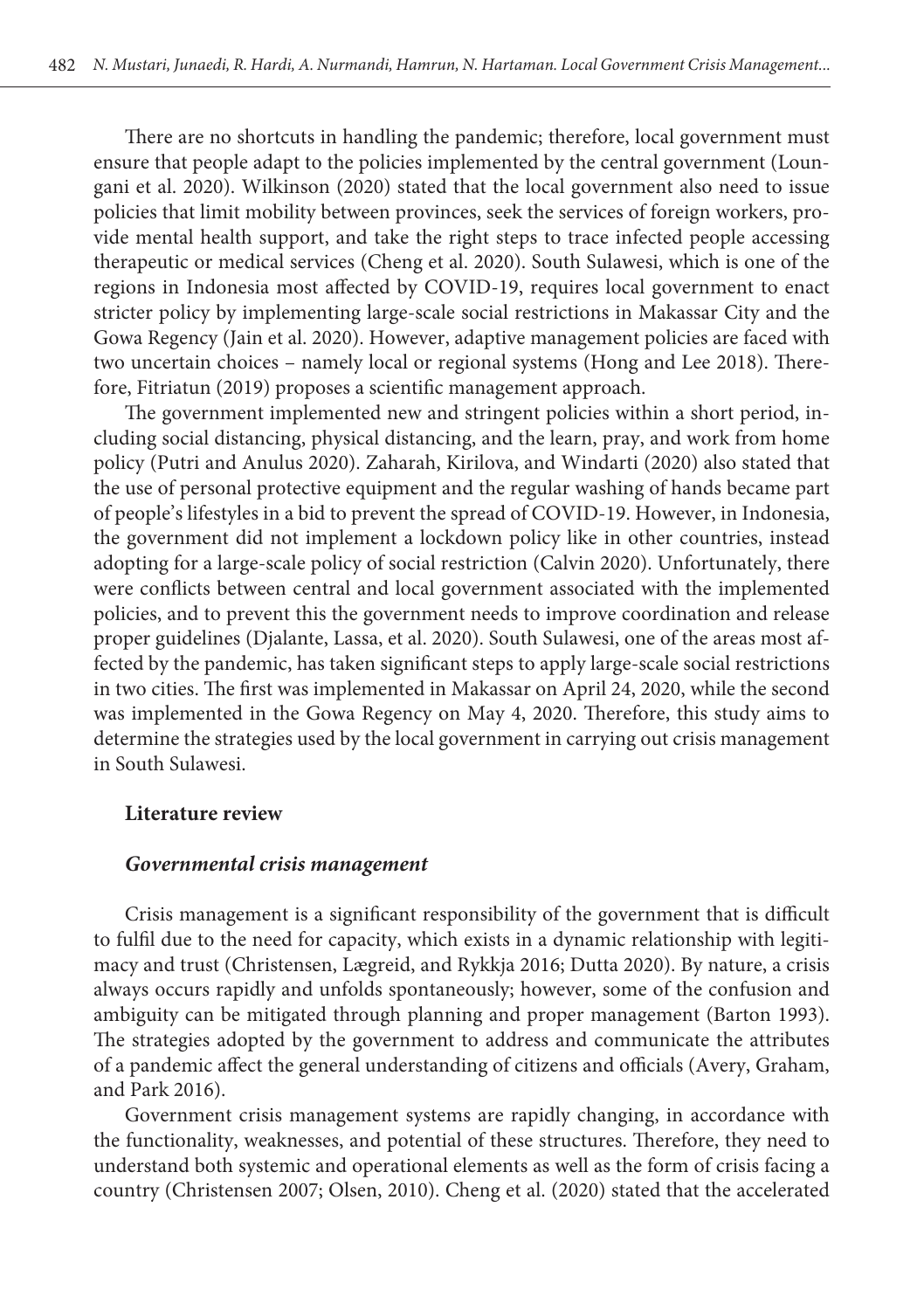There are no shortcuts in handling the pandemic; therefore, local government must ensure that people adapt to the policies implemented by the central government (Loungani et al. 2020). Wilkinson (2020) stated that the local government also need to issue policies that limit mobility between provinces, seek the services of foreign workers, provide mental health support, and take the right steps to trace infected people accessing therapeutic or medical services (Cheng et al. 2020). South Sulawesi, which is one of the regions in Indonesia most affected by COVID-19, requires local government to enact stricter policy by implementing large-scale social restrictions in Makassar City and the Gowa Regency (Jain et al. 2020). However, adaptive management policies are faced with two uncertain choices – namely local or regional systems (Hong and Lee 2018). Therefore, Fitriatun (2019) proposes a scientific management approach.

The government implemented new and stringent policies within a short period, including social distancing, physical distancing, and the learn, pray, and work from home policy (Putri and Anulus 2020). Zaharah, Kirilova, and Windarti (2020) also stated that the use of personal protective equipment and the regular washing of hands became part of people's lifestyles in a bid to prevent the spread of COVID-19. However, in Indonesia, the government did not implement a lockdown policy like in other countries, instead adopting for a large-scale policy of social restriction (Calvin 2020). Unfortunately, there were conflicts between central and local government associated with the implemented policies, and to prevent this the government needs to improve coordination and release proper guidelines (Djalante, Lassa, et al. 2020). South Sulawesi, one of the areas most affected by the pandemic, has taken significant steps to apply large-scale social restrictions in two cities. The first was implemented in Makassar on April 24, 2020, while the second was implemented in the Gowa Regency on May 4, 2020. Therefore, this study aims to determine the strategies used by the local government in carrying out crisis management in South Sulawesi.

## Literature review

### *Governmental crisis management*

Crisis management is a significant responsibility of the government that is difficult to fulfil due to the need for capacity, which exists in a dynamic relationship with legitimacy and trust (Christensen, Lægreid, and Rykkja 2016; Dutta 2020). By nature, a crisis always occurs rapidly and unfolds spontaneously; however, some of the confusion and ambiguity can be mitigated through planning and proper management (Barton 1993). The strategies adopted by the government to address and communicate the attributes of a pandemic affect the general understanding of citizens and officials (Avery, Graham, and Park 2016).

Government crisis management systems are rapidly changing, in accordance with the functionality, weaknesses, and potential of these structures. Therefore, they need to understand both systemic and operational elements as well as the form of crisis facing a country (Christensen 2007; Olsen, 2010). Cheng et al. (2020) stated that the accelerated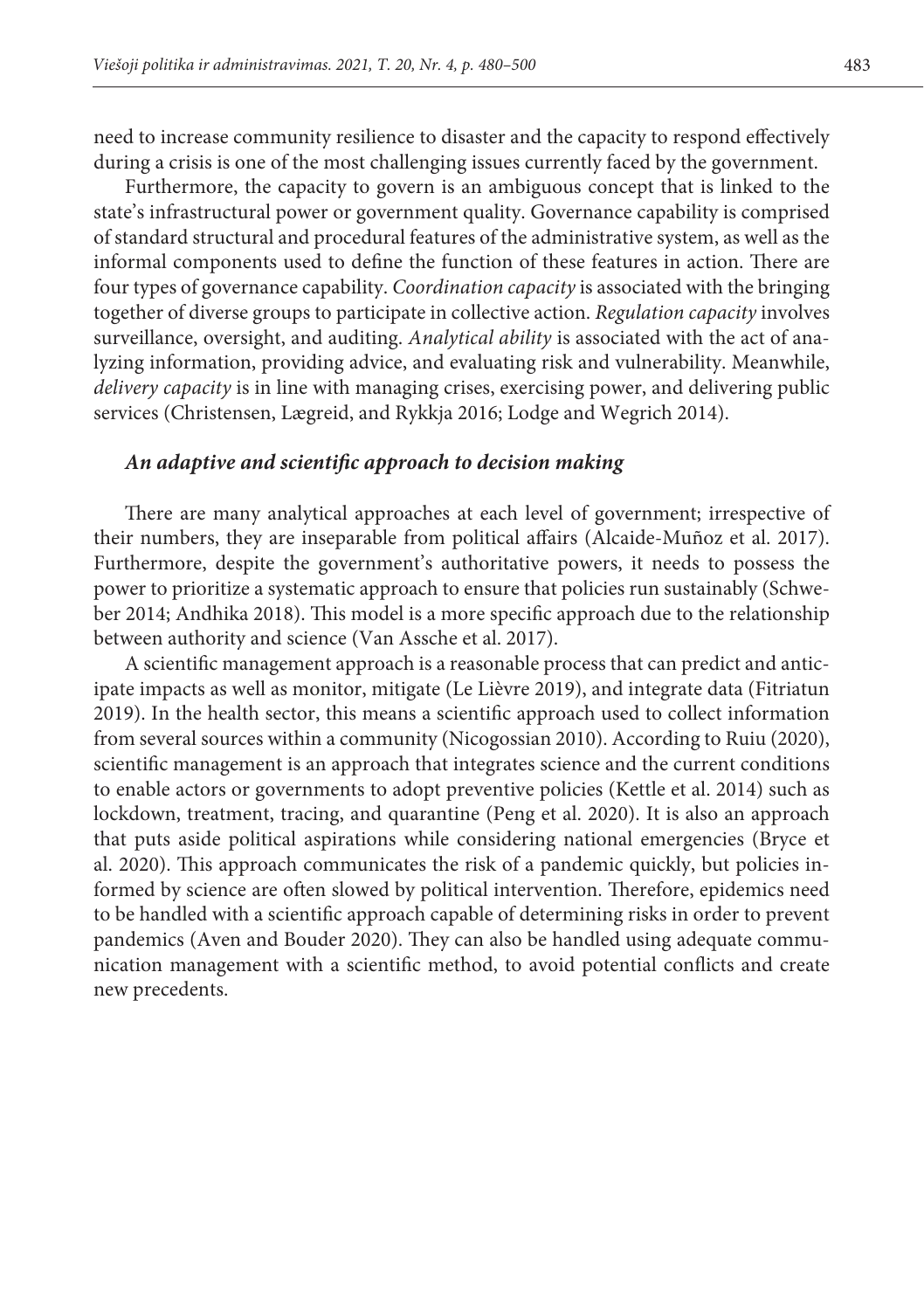need to increase community resilience to disaster and the capacity to respond effectively during a crisis is one of the most challenging issues currently faced by the government.

Furthermore, the capacity to govern is an ambiguous concept that is linked to the state's infrastructural power or government quality. Governance capability is comprised of standard structural and procedural features of the administrative system, as well as the informal components used to define the function of these features in action. There are four types of governance capability. *Coordination capacity* is associated with the bringing together of diverse groups to participate in collective action. *Regulation capacity* involves surveillance, oversight, and auditing. *Analytical ability* is associated with the act of analyzing information, providing advice, and evaluating risk and vulnerability. Meanwhile, *delivery capacity* is in line with managing crises, exercising power, and delivering public services (Christensen, Lægreid, and Rykkja 2016; Lodge and Wegrich 2014).

### *An adaptive and scientific approach to decision making*

There are many analytical approaches at each level of government; irrespective of their numbers, they are inseparable from political affairs (Alcaide-Muñoz et al. 2017). Furthermore, despite the government's authoritative powers, it needs to possess the power to prioritize a systematic approach to ensure that policies run sustainably (Schweber 2014; Andhika 2018). This model is a more specific approach due to the relationship between authority and science (Van Assche et al. 2017).

A scientific management approach is a reasonable process that can predict and anticipate impacts as well as monitor, mitigate (Le Lièvre 2019), and integrate data (Fitriatun 2019). In the health sector, this means a scientific approach used to collect information from several sources within a community (Nicogossian 2010). According to Ruiu (2020), scientific management is an approach that integrates science and the current conditions to enable actors or governments to adopt preventive policies (Kettle et al. 2014) such as lockdown, treatment, tracing, and quarantine (Peng et al. 2020). It is also an approach that puts aside political aspirations while considering national emergencies (Bryce et al. 2020). This approach communicates the risk of a pandemic quickly, but policies informed by science are often slowed by political intervention. Therefore, epidemics need to be handled with a scientific approach capable of determining risks in order to prevent pandemics (Aven and Bouder 2020). They can also be handled using adequate communication management with a scientific method, to avoid potential conflicts and create new precedents.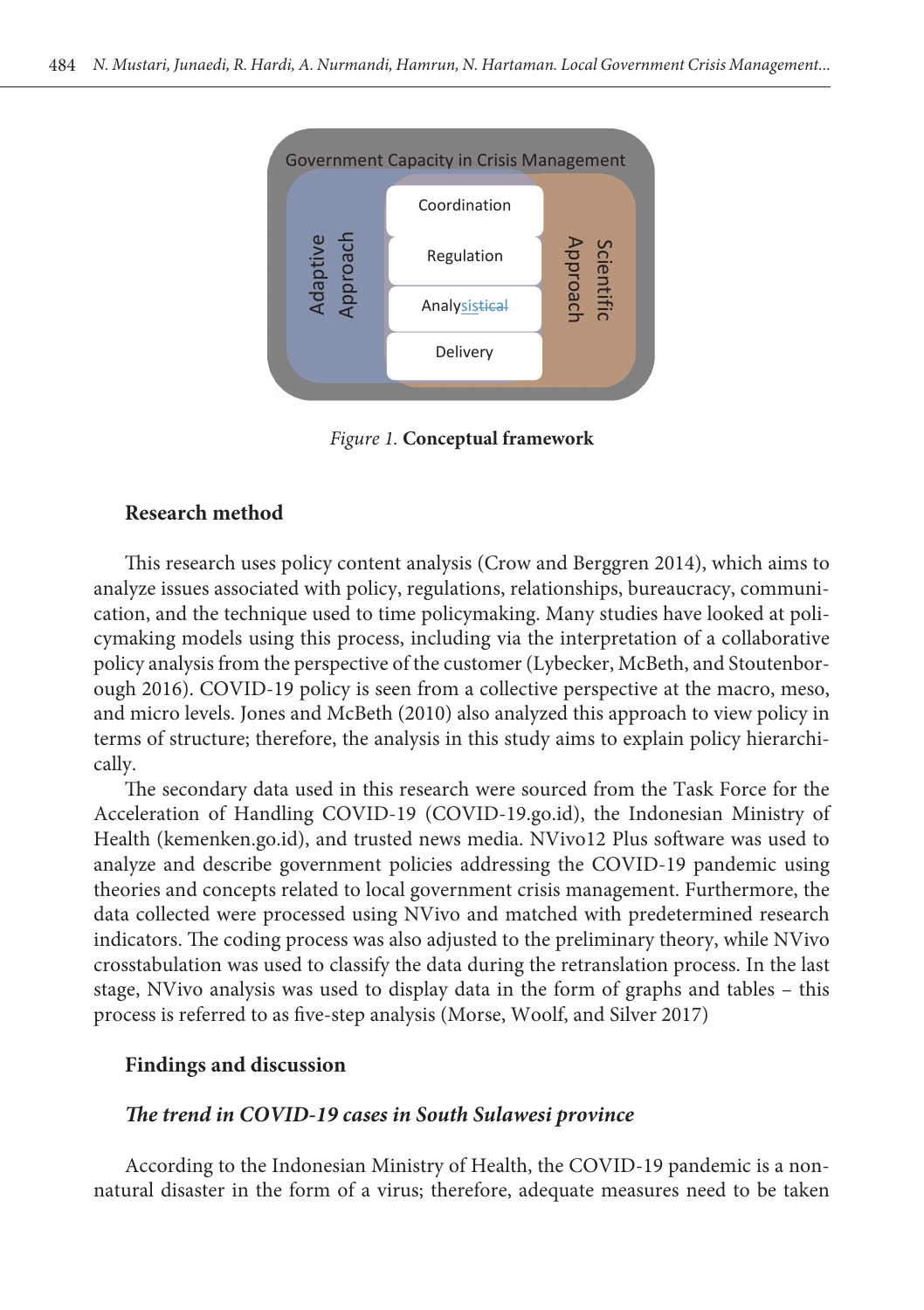Government Capacity in Crisis Management

Adaptive Approach

Coordination

Regulation

Analysistical

Delivery

Scientific Approach

*Figure 1.* **Conceptual framework**

## Research method

This research uses policy content analysis (Crow and Berggren 2014), which aims to analyze issues associated with policy, regulations, relationships, bureaucracy, communication, and the technique used to time policymaking. Many studies have looked at policymaking models using this process, including via the interpretation of a collaborative policy analysis from the perspective of the customer (Lybecker, McBeth, and Stoutenborough 2016). COVID-19 policy is seen from a collective perspective at the macro, meso, and micro levels. Jones and McBeth (2010) also analyzed this approach to view policy in terms of structure; therefore, the analysis in this study aims to explain policy hierarchically.

The secondary data used in this research were sourced from the Task Force for the Acceleration of Handling COVID-19 (COVID-19.go.id), the Indonesian Ministry of Health (kemenken.go.id), and trusted news media. NVivo12 Plus software was used to analyze and describe government policies addressing the COVID-19 pandemic using theories and concepts related to local government crisis management. Furthermore, the data collected were processed using NVivo and matched with predetermined research indicators. The coding process was also adjusted to the preliminary theory, while NVivo crosstabulation was used to classify the data during the retranslation process. In the last stage, NVivo analysis was used to display data in the form of graphs and tables – this process is referred to as five-step analysis (Morse, Woolf, and Silver 2017)

## Findings and discussion

### *The trend in COVID-19 cases in South Sulawesi province*

According to the Indonesian Ministry of Health, the COVID-19 pandemic is a non-natural disaster in the form of a virus; therefore, adequate measures need to be taken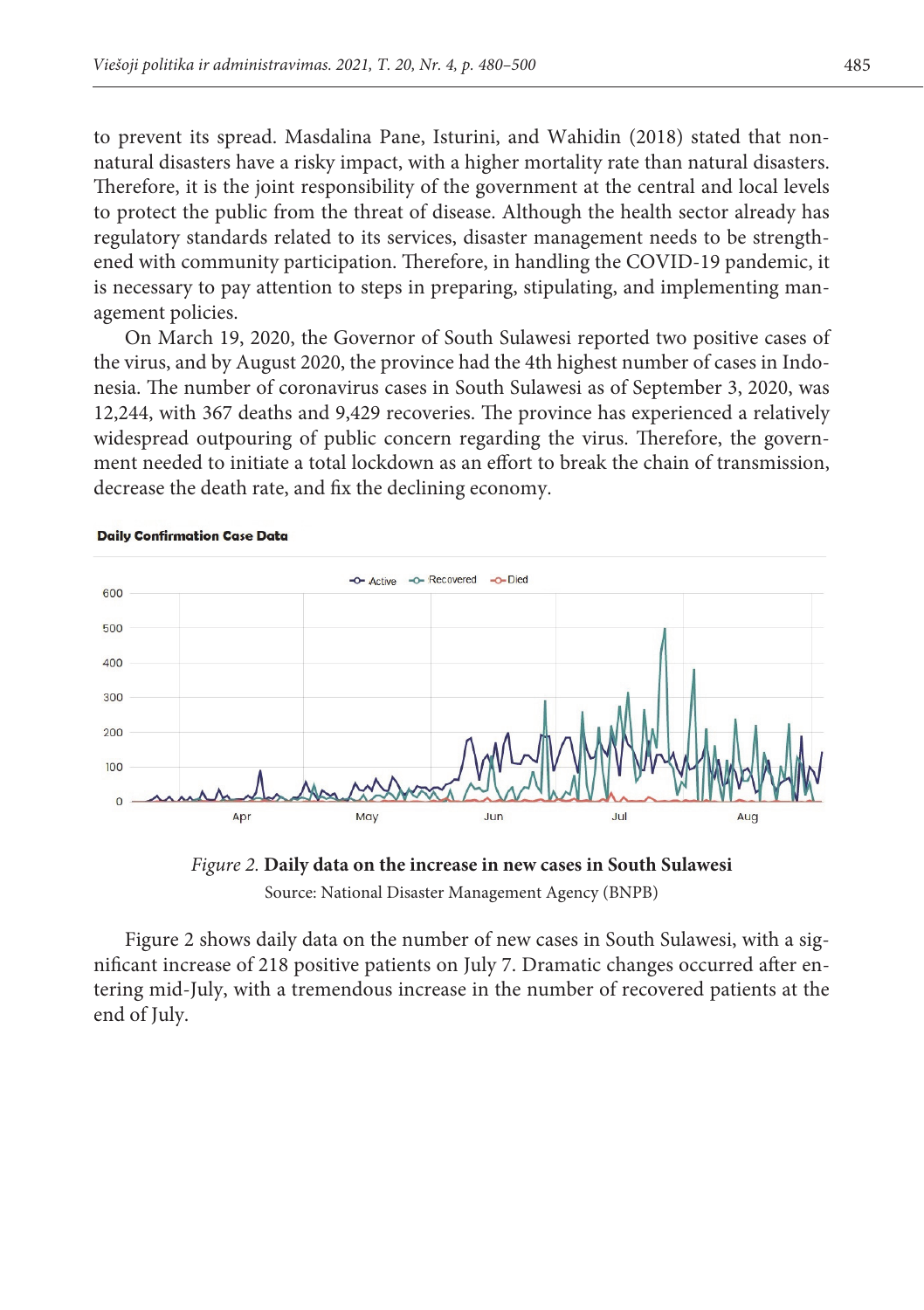to prevent its spread. Masdalina Pane, Isturini, and Wahidin (2018) stated that non-natural disasters have a risky impact, with a higher mortality rate than natural disasters. Therefore, it is the joint responsibility of the government at the central and local levels to protect the public from the threat of disease. Although the health sector already has regulatory standards related to its services, disaster management needs to be strengthened with community participation. Therefore, in handling the COVID-19 pandemic, it is necessary to pay attention to steps in preparing, stipulating, and implementing management policies.

On March 19, 2020, the Governor of South Sulawesi reported two positive cases of the virus, and by August 2020, the province had the 4th highest number of cases in Indonesia. The number of coronavirus cases in South Sulawesi as of September 3, 2020, was 12,244, with 367 deaths and 9,429 recoveries. The province has experienced a relatively widespread outpouring of public concern regarding the virus. Therefore, the government needed to initiate a total lockdown as an effort to break the chain of transmission, decrease the death rate, and fix the declining economy.

*Figure 2.* **Daily data on the increase in new cases in South Sulawesi**

Source: National Disaster Management Agency (BNPB)

Figure 2 shows daily data on the number of new cases in South Sulawesi, with a significant increase of 218 positive patients on July 7. Dramatic changes occurred after entering mid-July, with a tremendous increase in the number of recovered patients at the end of July.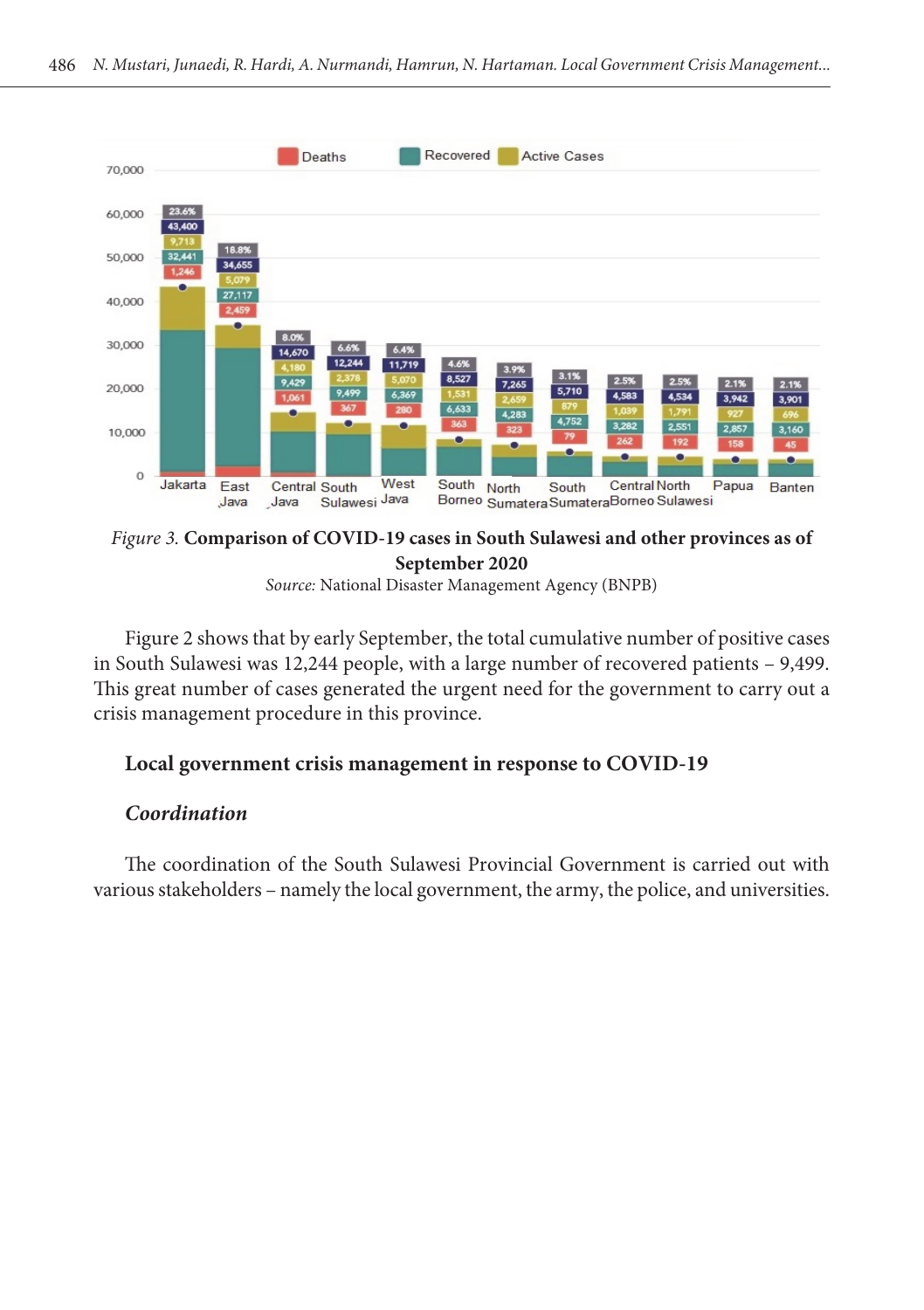*Figure 3.* **Comparison of COVID-19 cases in South Sulawesi and other provinces as of September 2020**

*Source:* National Disaster Management Agency (BNPB)

Figure 2 shows that by early September, the total cumulative number of positive cases in South Sulawesi was 12,244 people, with a large number of recovered patients – 9,499. This great number of cases generated the urgent need for the government to carry out a crisis management procedure in this province.

## Local government crisis management in response to COVID-19

### *Coordination*

The coordination of the South Sulawesi Provincial Government is carried out with various stakeholders – namely the local government, the army, the police, and universities.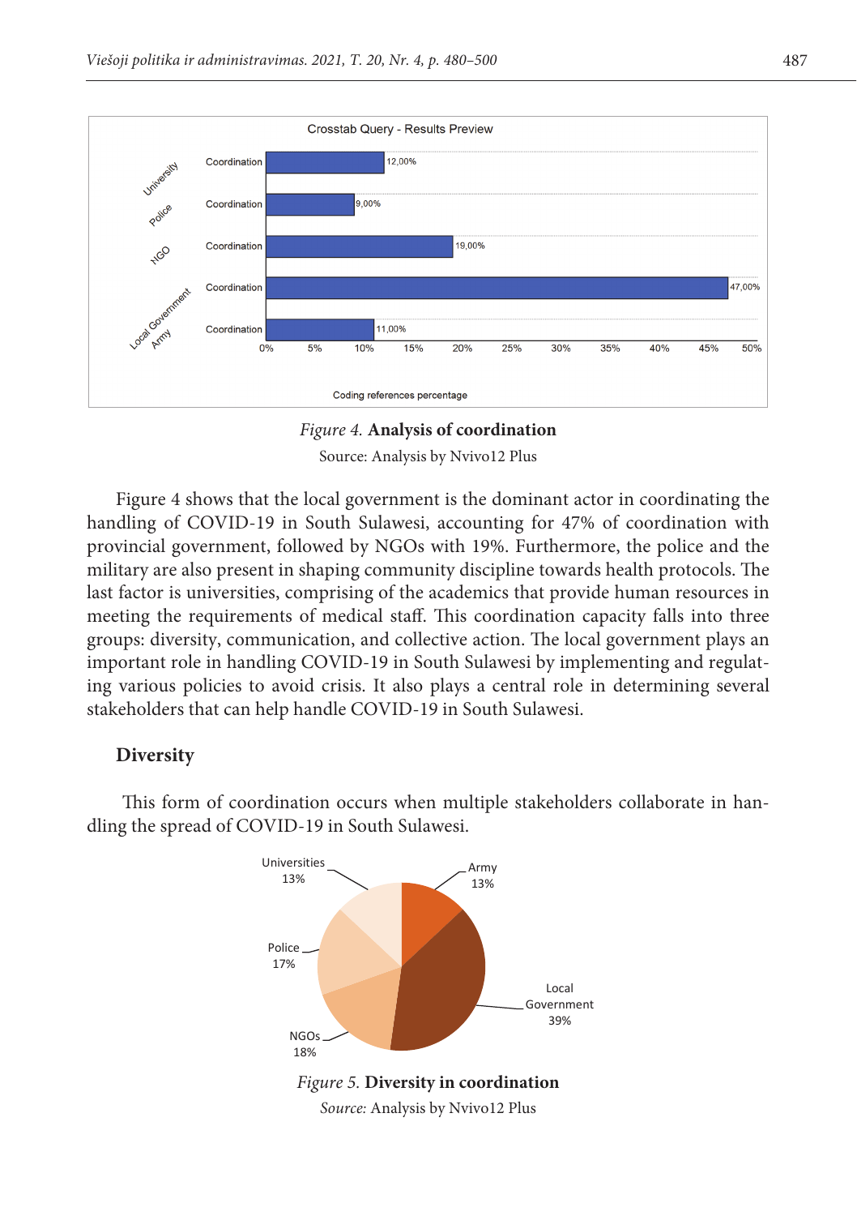*Figure 4.* **Analysis of coordination**

Source: Analysis by Nvivo12 Plus

Figure 4 shows that the local government is the dominant actor in coordinating the handling of COVID-19 in South Sulawesi, accounting for 47% of coordination with provincial government, followed by NGOs with 19%. Furthermore, the police and the military are also present in shaping community discipline towards health protocols. The last factor is universities, comprising of the academics that provide human resources in meeting the requirements of medical staff. This coordination capacity falls into three groups: diversity, communication, and collective action. The local government plays an important role in handling COVID-19 in South Sulawesi by implementing and regulating various policies to avoid crisis. It also plays a central role in determining several stakeholders that can help handle COVID-19 in South Sulawesi.

## Diversity

This form of coordination occurs when multiple stakeholders collaborate in handling the spread of COVID-19 in South Sulawesi.

*Figure 5.* **Diversity in coordination**

*Source:* Analysis by Nvivo12 Plus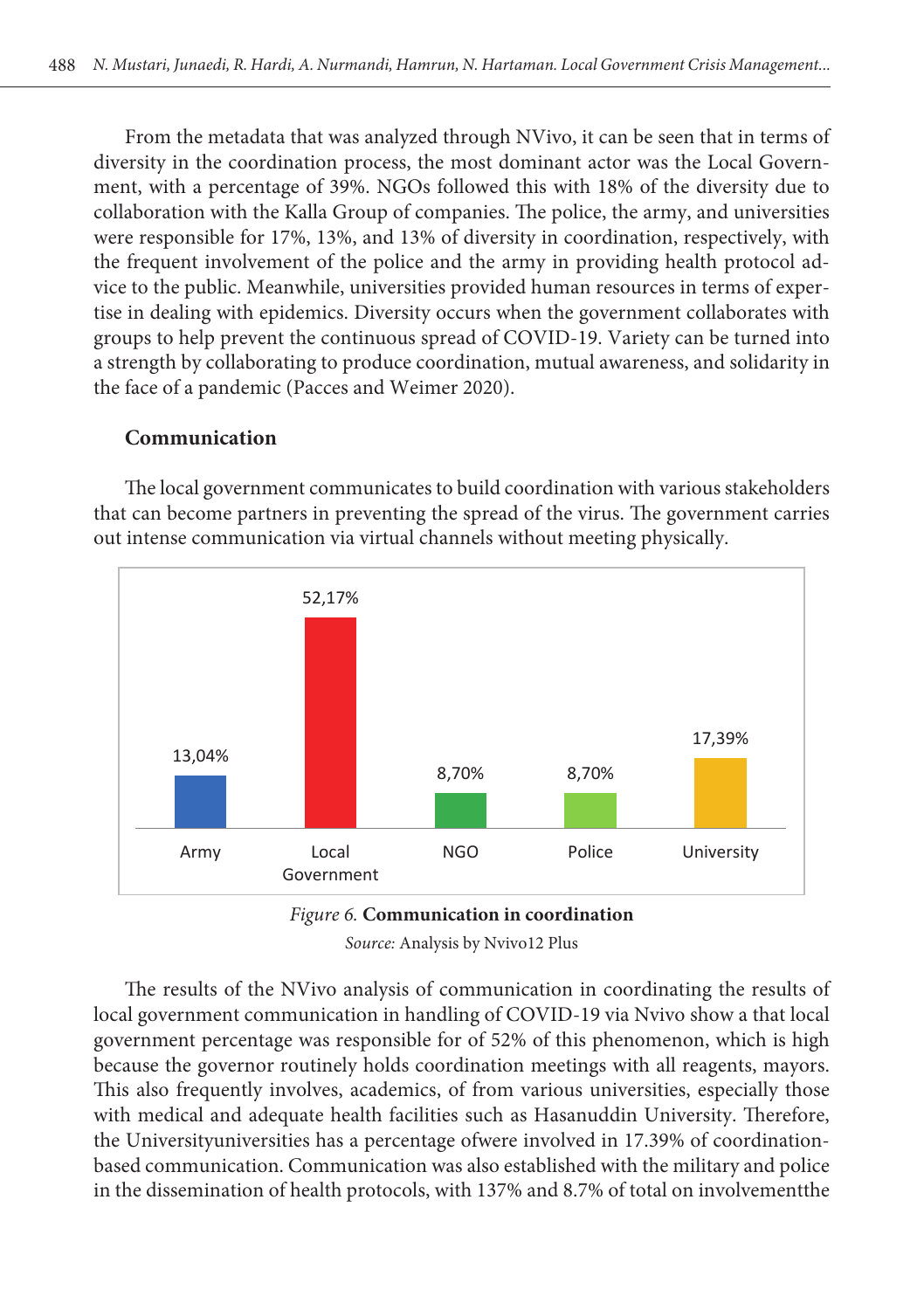From the metadata that was analyzed through NVivo, it can be seen that in terms of diversity in the coordination process, the most dominant actor was the Local Government, with a percentage of 39%. NGOs followed this with 18% of the diversity due to collaboration with the Kalla Group of companies. The police, the army, and universities were responsible for 17%, 13%, and 13% of diversity in coordination, respectively, with the frequent involvement of the police and the army in providing health protocol advice to the public. Meanwhile, universities provided human resources in terms of expertise in dealing with epidemics. Diversity occurs when the government collaborates with groups to help prevent the continuous spread of COVID-19. Variety can be turned into a strength by collaborating to produce coordination, mutual awareness, and solidarity in the face of a pandemic (Pacces and Weimer 2020).

### Communication

The local government communicates to build coordination with various stakeholders that can become partners in preventing the spread of the virus. The government carries out intense communication via virtual channels without meeting physically.

| Army | Local Government | NGO | Police | University |
|---|---|---|---|---|
| 13,04% | 52,17% | 8,70% | 8,70% | 17,39% |

*Figure 6.* **Communication in coordination**

*Source:* Analysis by Nvivo12 Plus

The results of the NVivo analysis of communication in coordinating the results of local government communication in handling of COVID-19 via Nvivo show a that local government percentage was responsible for of 52% of this phenomenon, which is high because the governor routinely holds coordination meetings with all reagents, mayors. This also frequently involves, academics, of from various universities, especially those with medical and adequate health facilities such as Hasanuddin University. Therefore, the Universityuniversities has a percentage ofwere involved in 17.39% of coordination-based communication. Communication was also established with the military and police in the dissemination of health protocols, with 137% and 8.7% of total on involvementthe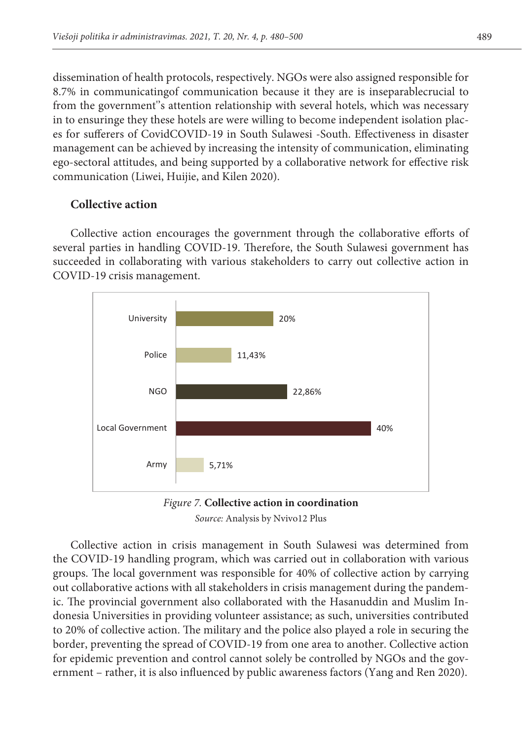dissemination of health protocols, respectively. NGOs were also assigned responsible for 8.7% in communicatingof communication because it they are is inseparablecrucial to from the government''s attention relationship with several hotels, which was necessary in to ensuringe they these hotels are were willing to become independent isolation places for sufferers of CovidCOVID-19 in South Sulawesi -South. Effectiveness in disaster management can be achieved by increasing the intensity of communication, eliminating ego-sectoral attitudes, and being supported by a collaborative network for effective risk communication (Liwei, Huijie, and Kilen 2020).

### Collective action

Collective action encourages the government through the collaborative efforts of several parties in handling COVID-19. Therefore, the South Sulawesi government has succeeded in collaborating with various stakeholders to carry out collective action in COVID-19 crisis management.

| | |
|---|---|
| University | 20% |
| Police | 11,43% |
| NGO | 22,86% |
| Local Government | 40% |
| Army | 5,71% |

*Figure 7.* **Collective action in coordination**

*Source:* Analysis by Nvivo12 Plus

Collective action in crisis management in South Sulawesi was determined from the COVID-19 handling program, which was carried out in collaboration with various groups. The local government was responsible for 40% of collective action by carrying out collaborative actions with all stakeholders in crisis management during the pandemic. The provincial government also collaborated with the Hasanuddin and Muslim Indonesia Universities in providing volunteer assistance; as such, universities contributed to 20% of collective action. The military and the police also played a role in securing the border, preventing the spread of COVID-19 from one area to another. Collective action for epidemic prevention and control cannot solely be controlled by NGOs and the government – rather, it is also influenced by public awareness factors (Yang and Ren 2020).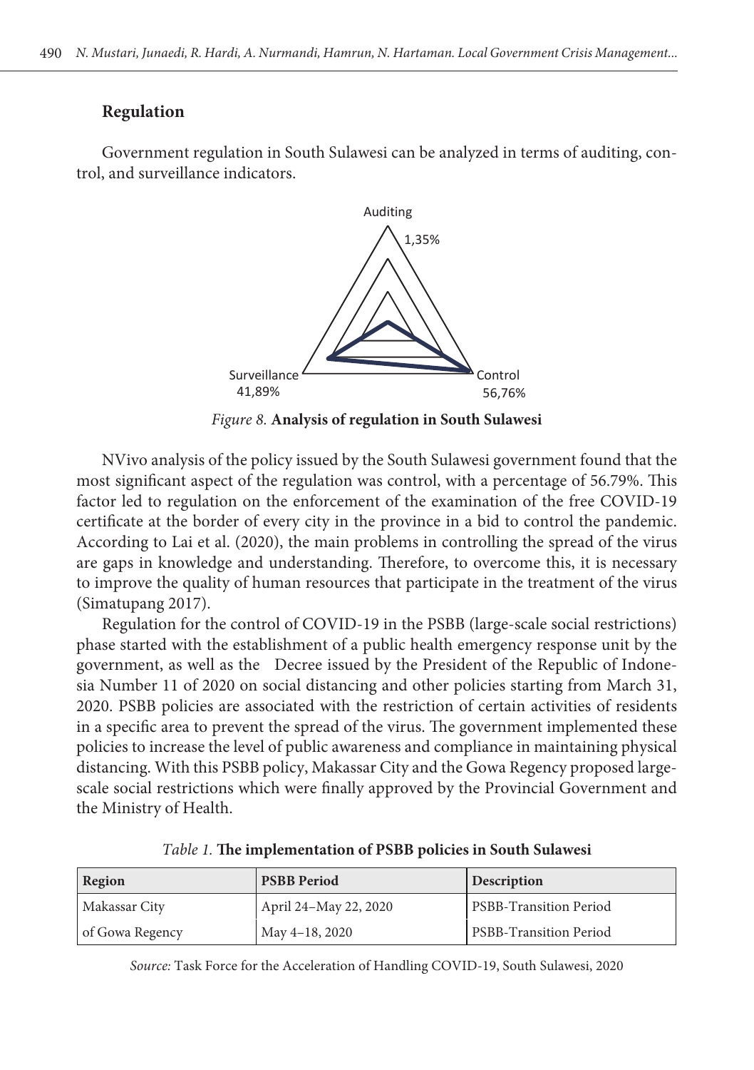## Regulation

Government regulation in South Sulawesi can be analyzed in terms of auditing, control, and surveillance indicators.

Auditing 1,35%

Surveillance 41,89%

Control 56,76%

*Figure 8.* **Analysis of regulation in South Sulawesi**

NVivo analysis of the policy issued by the South Sulawesi government found that the most significant aspect of the regulation was control, with a percentage of 56.79%. This factor led to regulation on the enforcement of the examination of the free COVID-19 certificate at the border of every city in the province in a bid to control the pandemic. According to Lai et al. (2020), the main problems in controlling the spread of the virus are gaps in knowledge and understanding. Therefore, to overcome this, it is necessary to improve the quality of human resources that participate in the treatment of the virus (Simatupang 2017).

Regulation for the control of COVID-19 in the PSBB (large-scale social restrictions) phase started with the establishment of a public health emergency response unit by the government, as well as the Decree issued by the President of the Republic of Indonesia Number 11 of 2020 on social distancing and other policies starting from March 31, 2020. PSBB policies are associated with the restriction of certain activities of residents in a specific area to prevent the spread of the virus. The government implemented these policies to increase the level of public awareness and compliance in maintaining physical distancing. With this PSBB policy, Makassar City and the Gowa Regency proposed large-scale social restrictions which were finally approved by the Provincial Government and the Ministry of Health.

*Table 1.* **The implementation of PSBB policies in South Sulawesi**

| Region | PSBB Period | Description |
|---|---|---|
| Makassar City | April 24–May 22, 2020 | PSBB-Transition Period |
| of Gowa Regency | May 4–18, 2020 | PSBB-Transition Period |

*Source:* Task Force for the Acceleration of Handling COVID-19, South Sulawesi, 2020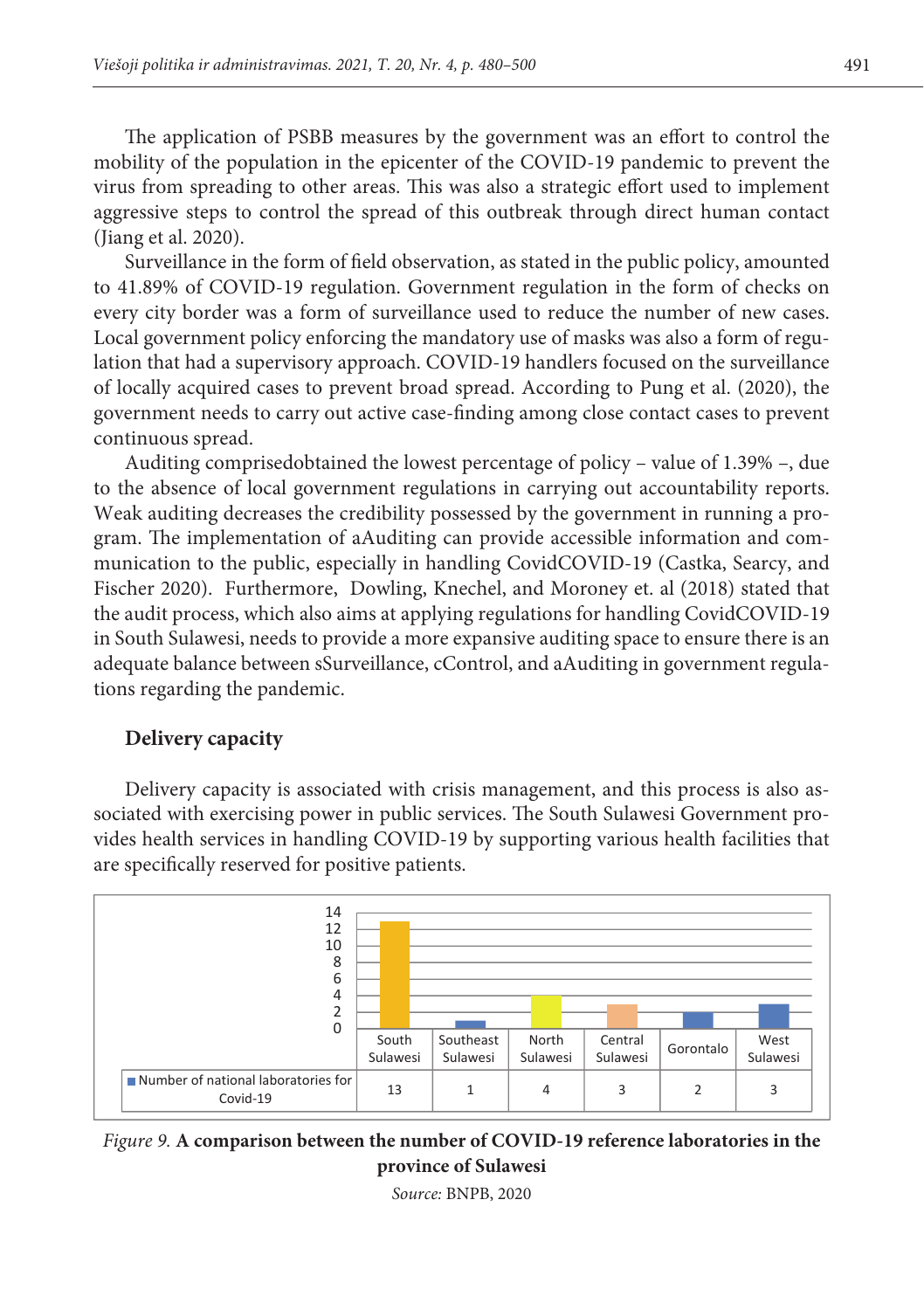The application of PSBB measures by the government was an effort to control the mobility of the population in the epicenter of the COVID-19 pandemic to prevent the virus from spreading to other areas. This was also a strategic effort used to implement aggressive steps to control the spread of this outbreak through direct human contact (Jiang et al. 2020).

Surveillance in the form of field observation, as stated in the public policy, amounted to 41.89% of COVID-19 regulation. Government regulation in the form of checks on every city border was a form of surveillance used to reduce the number of new cases. Local government policy enforcing the mandatory use of masks was also a form of regulation that had a supervisory approach. COVID-19 handlers focused on the surveillance of locally acquired cases to prevent broad spread. According to Pung et al. (2020), the government needs to carry out active case-finding among close contact cases to prevent continuous spread.

Auditing comprisedobtained the lowest percentage of policy – value of 1.39% –, due to the absence of local government regulations in carrying out accountability reports. Weak auditing decreases the credibility possessed by the government in running a program. The implementation of aAuditing can provide accessible information and communication to the public, especially in handling CovidCOVID-19 (Castka, Searcy, and Fischer 2020). Furthermore, Dowling, Knechel, and Moroney et. al (2018) stated that the audit process, which also aims at applying regulations for handling CovidCOVID-19 in South Sulawesi, needs to provide a more expansive auditing space to ensure there is an adequate balance between sSurveillance, cControl, and aAuditing in government regulations regarding the pandemic.

### Delivery capacity

Delivery capacity is associated with crisis management, and this process is also associated with exercising power in public services. The South Sulawesi Government provides health services in handling COVID-19 by supporting various health facilities that are specifically reserved for positive patients.

| | South Sulawesi | Southeast Sulawesi | North Sulawesi | Central Sulawesi | Gorontalo | West Sulawesi |
|---|---|---|---|---|---|---|
| Number of national laboratories for Covid-19 | 13 | 1 | 4 | 3 | 2 | 3 |

*Figure 9.* **A comparison between the number of COVID-19 reference laboratories in the province of Sulawesi**

*Source:* BNPB, 2020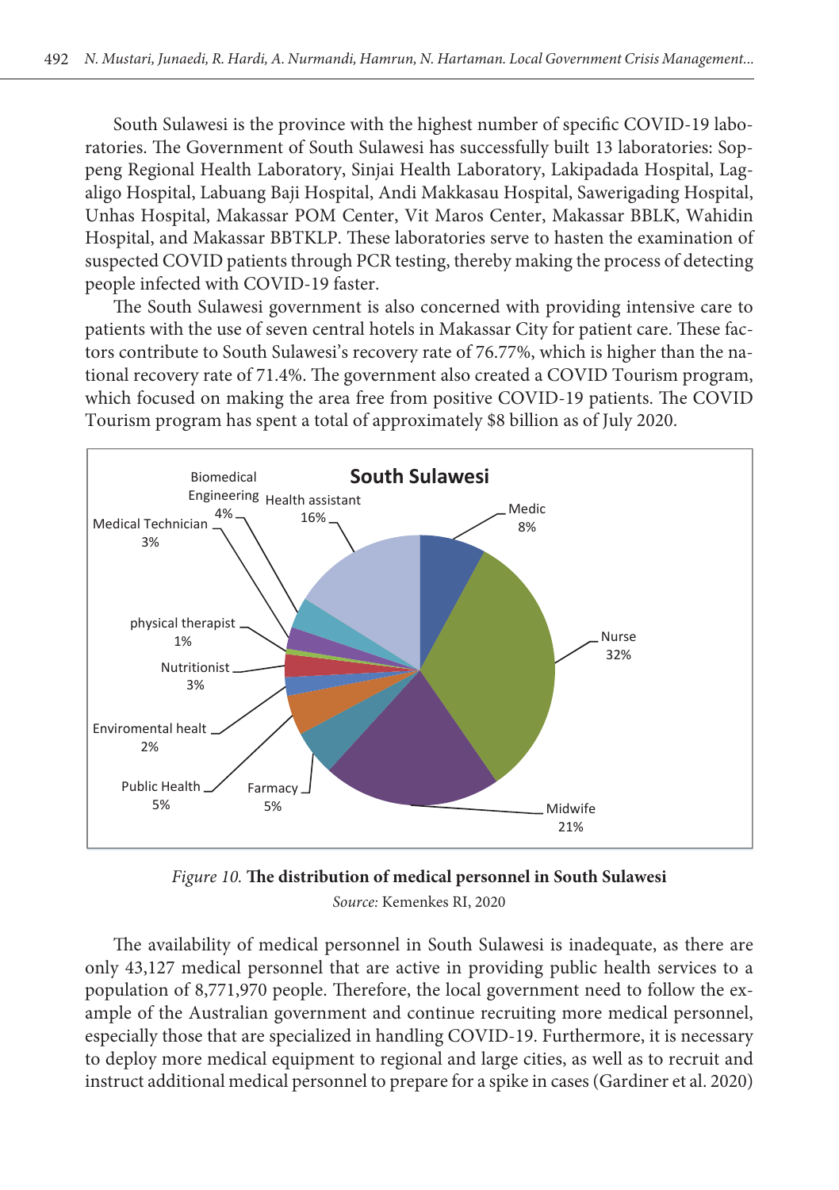South Sulawesi is the province with the highest number of specific COVID-19 laboratories. The Government of South Sulawesi has successfully built 13 laboratories: Soppeng Regional Health Laboratory, Sinjai Health Laboratory, Lakipadada Hospital, Lagaligo Hospital, Labuang Baji Hospital, Andi Makkasau Hospital, Sawerigading Hospital, Unhas Hospital, Makassar POM Center, Vit Maros Center, Makassar BBLK, Wahidin Hospital, and Makassar BBTKLP. These laboratories serve to hasten the examination of suspected COVID patients through PCR testing, thereby making the process of detecting people infected with COVID-19 faster.

The South Sulawesi government is also concerned with providing intensive care to patients with the use of seven central hotels in Makassar City for patient care. These factors contribute to South Sulawesi's recovery rate of 76.77%, which is higher than the national recovery rate of 71.4%. The government also created a COVID Tourism program, which focused on making the area free from positive COVID-19 patients. The COVID Tourism program has spent a total of approximately $8 billion as of July 2020.

**South Sulawesi**

| Category | Share |
|---|---|
| Medic | 8% |
| Nurse | 32% |
| Midwife | 21% |
| Farmacy | 5% |
| Public Health | 5% |
| Enviromental healt | 2% |
| Nutritionist | 3% |
| physical therapist | 1% |
| Medical Technician | 3% |
| Biomedical Engineering | 4% |
| Health assistant | 16% |

*Figure 10.* **The distribution of medical personnel in South Sulawesi**

*Source:* Kemenkes RI, 2020

The availability of medical personnel in South Sulawesi is inadequate, as there are only 43,127 medical personnel that are active in providing public health services to a population of 8,771,970 people. Therefore, the local government need to follow the example of the Australian government and continue recruiting more medical personnel, especially those that are specialized in handling COVID-19. Furthermore, it is necessary to deploy more medical equipment to regional and large cities, as well as to recruit and instruct additional medical personnel to prepare for a spike in cases (Gardiner et al. 2020)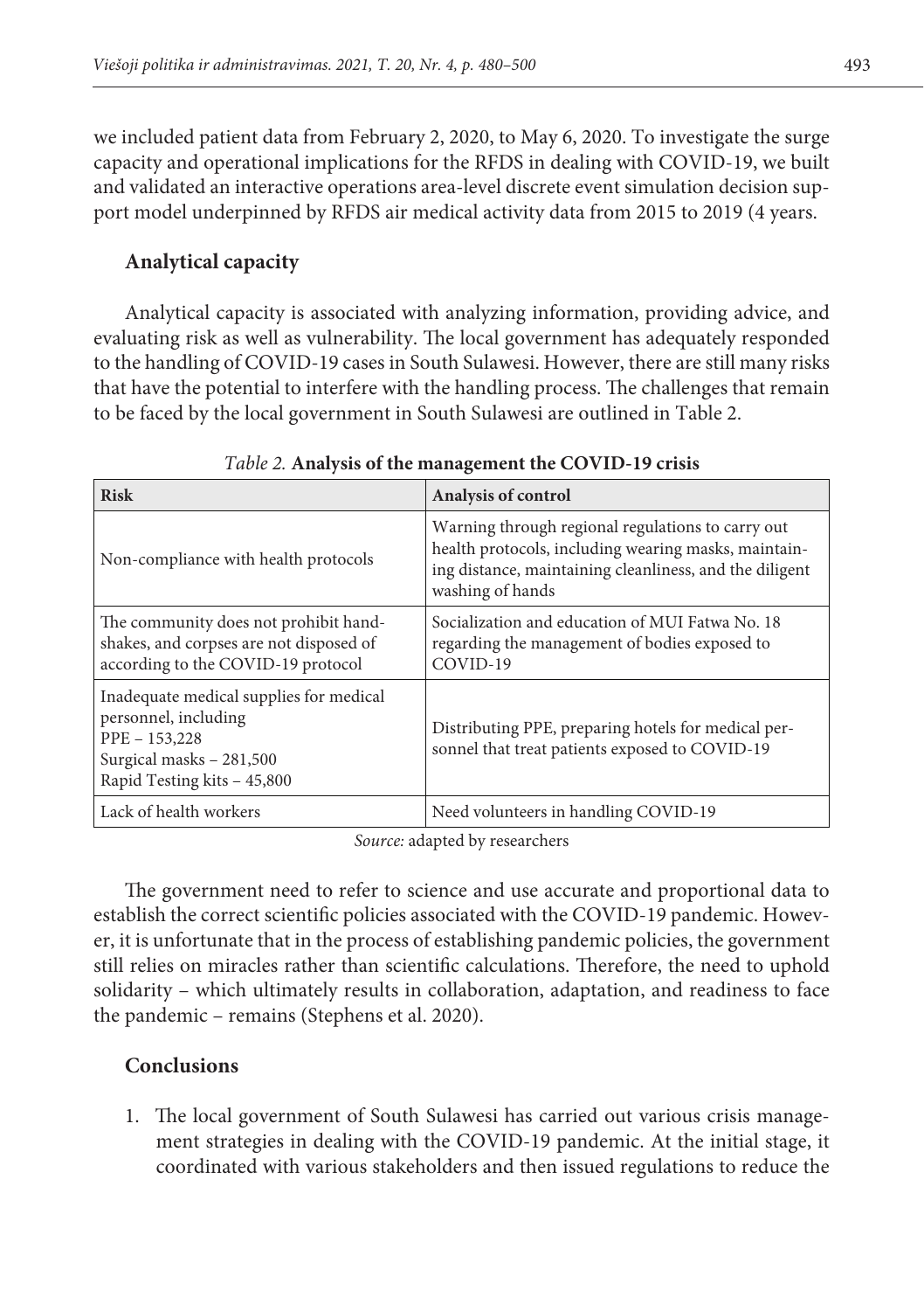we included patient data from February 2, 2020, to May 6, 2020. To investigate the surge capacity and operational implications for the RFDS in dealing with COVID-19, we built and validated an interactive operations area-level discrete event simulation decision support model underpinned by RFDS air medical activity data from 2015 to 2019 (4 years.

## Analytical capacity

Analytical capacity is associated with analyzing information, providing advice, and evaluating risk as well as vulnerability. The local government has adequately responded to the handling of COVID-19 cases in South Sulawesi. However, there are still many risks that have the potential to interfere with the handling process. The challenges that remain to be faced by the local government in South Sulawesi are outlined in Table 2.

*Table 2.* **Analysis of the management the COVID-19 crisis**

| Risk | Analysis of control |
|---|---|
| Non-compliance with health protocols | Warning through regional regulations to carry out health protocols, including wearing masks, maintaining distance, maintaining cleanliness, and the diligent washing of hands |
| The community does not prohibit handshakes, and corpses are not disposed of according to the COVID-19 protocol | Socialization and education of MUI Fatwa No. 18 regarding the management of bodies exposed to COVID-19 |
| Inadequate medical supplies for medical personnel, including<br>PPE – 153,228<br>Surgical masks – 281,500<br>Rapid Testing kits – 45,800 | Distributing PPE, preparing hotels for medical personnel that treat patients exposed to COVID-19 |
| Lack of health workers | Need volunteers in handling COVID-19 |

*Source:* adapted by researchers

The government need to refer to science and use accurate and proportional data to establish the correct scientific policies associated with the COVID-19 pandemic. However, it is unfortunate that in the process of establishing pandemic policies, the government still relies on miracles rather than scientific calculations. Therefore, the need to uphold solidarity – which ultimately results in collaboration, adaptation, and readiness to face the pandemic – remains (Stephens et al. 2020).

## Conclusions

1. The local government of South Sulawesi has carried out various crisis management strategies in dealing with the COVID-19 pandemic. At the initial stage, it coordinated with various stakeholders and then issued regulations to reduce the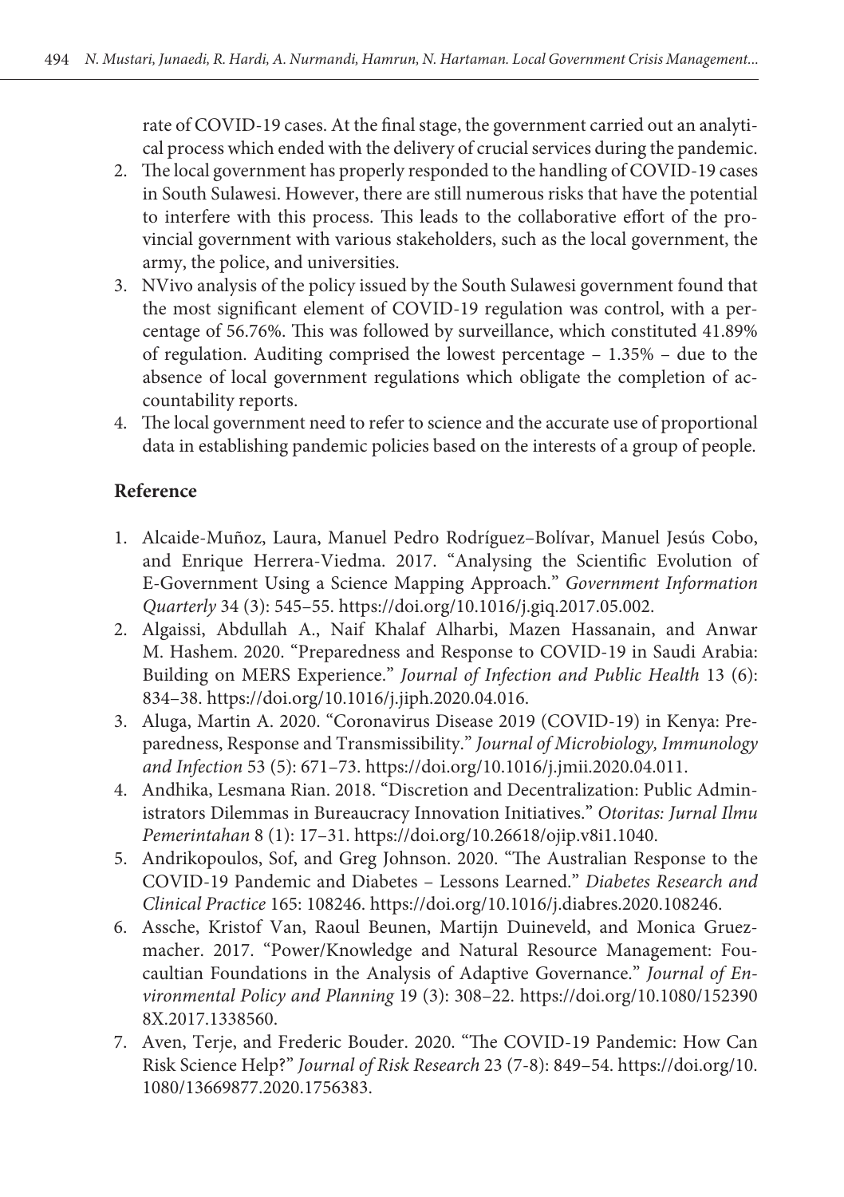rate of COVID-19 cases. At the final stage, the government carried out an analytical process which ended with the delivery of crucial services during the pandemic.

2. The local government has properly responded to the handling of COVID-19 cases in South Sulawesi. However, there are still numerous risks that have the potential to interfere with this process. This leads to the collaborative effort of the provincial government with various stakeholders, such as the local government, the army, the police, and universities.
3. NVivo analysis of the policy issued by the South Sulawesi government found that the most significant element of COVID-19 regulation was control, with a percentage of 56.76%. This was followed by surveillance, which constituted 41.89% of regulation. Auditing comprised the lowest percentage – 1.35% – due to the absence of local government regulations which obligate the completion of accountability reports.
4. The local government need to refer to science and the accurate use of proportional data in establishing pandemic policies based on the interests of a group of people.

## Reference

1. Alcaide-Muñoz, Laura, Manuel Pedro Rodríguez–Bolívar, Manuel Jesús Cobo, and Enrique Herrera-Viedma. 2017. "Analysing the Scientific Evolution of E-Government Using a Science Mapping Approach." *Government Information Quarterly* 34 (3): 545–55. https://doi.org/10.1016/j.giq.2017.05.002.
2. Algaissi, Abdullah A., Naif Khalaf Alharbi, Mazen Hassanain, and Anwar M. Hashem. 2020. "Preparedness and Response to COVID-19 in Saudi Arabia: Building on MERS Experience." *Journal of Infection and Public Health* 13 (6): 834–38. https://doi.org/10.1016/j.jiph.2020.04.016.
3. Aluga, Martin A. 2020. "Coronavirus Disease 2019 (COVID-19) in Kenya: Preparedness, Response and Transmissibility." *Journal of Microbiology, Immunology and Infection* 53 (5): 671–73. https://doi.org/10.1016/j.jmii.2020.04.011.
4. Andhika, Lesmana Rian. 2018. "Discretion and Decentralization: Public Administrators Dilemmas in Bureaucracy Innovation Initiatives." *Otoritas: Jurnal Ilmu Pemerintahan* 8 (1): 17–31. https://doi.org/10.26618/ojip.v8i1.1040.
5. Andrikopoulos, Sof, and Greg Johnson. 2020. "The Australian Response to the COVID-19 Pandemic and Diabetes – Lessons Learned." *Diabetes Research and Clinical Practice* 165: 108246. https://doi.org/10.1016/j.diabres.2020.108246.
6. Assche, Kristof Van, Raoul Beunen, Martijn Duineveld, and Monica Gruezmacher. 2017. "Power/Knowledge and Natural Resource Management: Foucaultian Foundations in the Analysis of Adaptive Governance." *Journal of Environmental Policy and Planning* 19 (3): 308–22. https://doi.org/10.1080/1523908X.2017.1338560.
7. Aven, Terje, and Frederic Bouder. 2020. "The COVID-19 Pandemic: How Can Risk Science Help?" *Journal of Risk Research* 23 (7-8): 849–54. https://doi.org/10.1080/13669877.2020.1756383.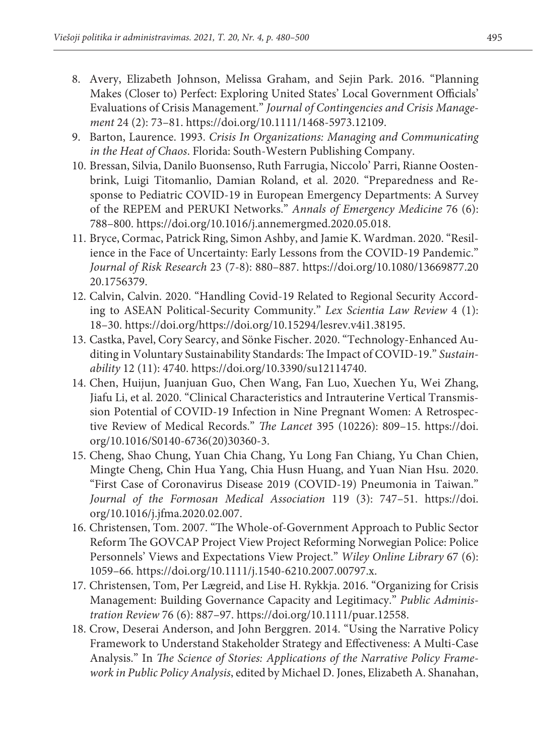8. Avery, Elizabeth Johnson, Melissa Graham, and Sejin Park. 2016. "Planning Makes (Closer to) Perfect: Exploring United States' Local Government Officials' Evaluations of Crisis Management." *Journal of Contingencies and Crisis Management* 24 (2): 73–81. https://doi.org/10.1111/1468-5973.12109.
9. Barton, Laurence. 1993. *Crisis In Organizations: Managing and Communicating in the Heat of Chaos*. Florida: South-Western Publishing Company.
10. Bressan, Silvia, Danilo Buonsenso, Ruth Farrugia, Niccolo' Parri, Rianne Oostenbrink, Luigi Titomanlio, Damian Roland, et al. 2020. "Preparedness and Response to Pediatric COVID-19 in European Emergency Departments: A Survey of the REPEM and PERUKI Networks." *Annals of Emergency Medicine* 76 (6): 788–800. https://doi.org/10.1016/j.annemergmed.2020.05.018.
11. Bryce, Cormac, Patrick Ring, Simon Ashby, and Jamie K. Wardman. 2020. "Resilience in the Face of Uncertainty: Early Lessons from the COVID-19 Pandemic." *Journal of Risk Research* 23 (7-8): 880–887. https://doi.org/10.1080/13669877.2020.1756379.
12. Calvin, Calvin. 2020. "Handling Covid-19 Related to Regional Security According to ASEAN Political-Security Community." *Lex Scientia Law Review* 4 (1): 18–30. https://doi.org/https://doi.org/10.15294/lesrev.v4i1.38195.
13. Castka, Pavel, Cory Searcy, and Sönke Fischer. 2020. "Technology-Enhanced Auditing in Voluntary Sustainability Standards: The Impact of COVID-19." *Sustainability* 12 (11): 4740. https://doi.org/10.3390/su12114740.
14. Chen, Huijun, Juanjuan Guo, Chen Wang, Fan Luo, Xuechen Yu, Wei Zhang, Jiafu Li, et al. 2020. "Clinical Characteristics and Intrauterine Vertical Transmission Potential of COVID-19 Infection in Nine Pregnant Women: A Retrospective Review of Medical Records." *The Lancet* 395 (10226): 809–15. https://doi.org/10.1016/S0140-6736(20)30360-3.
15. Cheng, Shao Chung, Yuan Chia Chang, Yu Long Fan Chiang, Yu Chan Chien, Mingte Cheng, Chin Hua Yang, Chia Husn Huang, and Yuan Nian Hsu. 2020. "First Case of Coronavirus Disease 2019 (COVID-19) Pneumonia in Taiwan." *Journal of the Formosan Medical Association* 119 (3): 747–51. https://doi.org/10.1016/j.jfma.2020.02.007.
16. Christensen, Tom. 2007. "The Whole-of-Government Approach to Public Sector Reform The GOVCAP Project View Project Reforming Norwegian Police: Police Personnels' Views and Expectations View Project." *Wiley Online Library* 67 (6): 1059–66. https://doi.org/10.1111/j.1540-6210.2007.00797.x.
17. Christensen, Tom, Per Lægreid, and Lise H. Rykkja. 2016. "Organizing for Crisis Management: Building Governance Capacity and Legitimacy." *Public Administration Review* 76 (6): 887–97. https://doi.org/10.1111/puar.12558.
18. Crow, Deserai Anderson, and John Berggren. 2014. "Using the Narrative Policy Framework to Understand Stakeholder Strategy and Effectiveness: A Multi-Case Analysis." In *The Science of Stories: Applications of the Narrative Policy Framework in Public Policy Analysis*, edited by Michael D. Jones, Elizabeth A. Shanahan,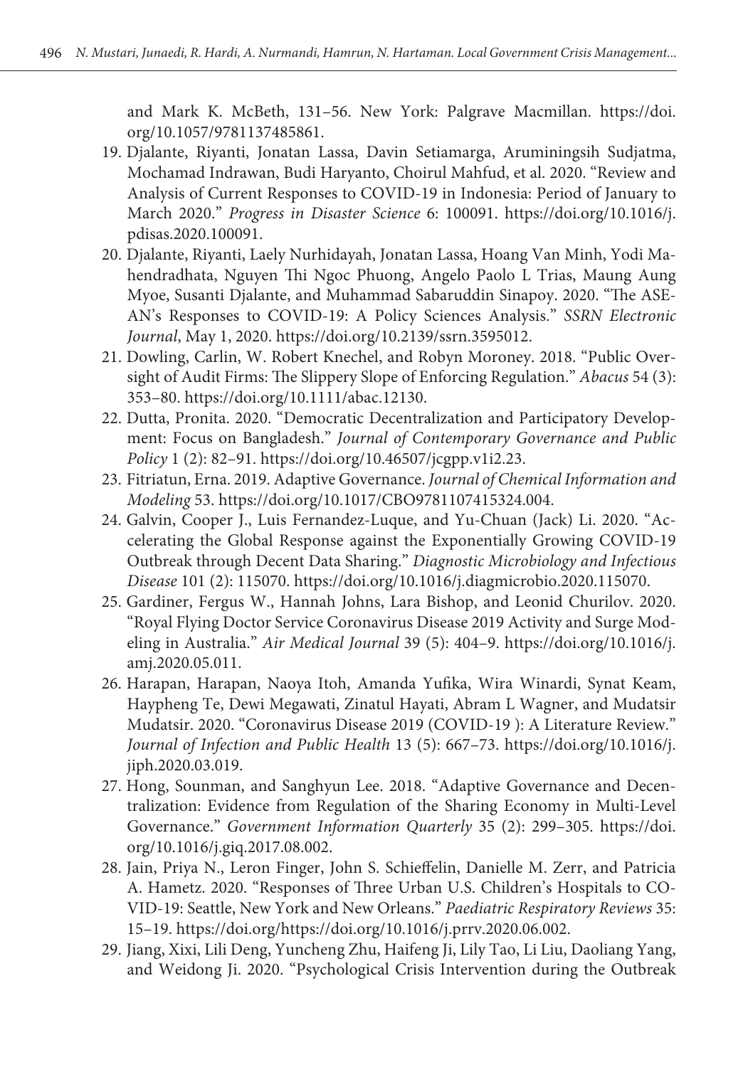and Mark K. McBeth, 131–56. New York: Palgrave Macmillan. https://doi.org/10.1057/9781137485861.

19. Djalante, Riyanti, Jonatan Lassa, Davin Setiamarga, Aruminingsih Sudjatma, Mochamad Indrawan, Budi Haryanto, Choirul Mahfud, et al. 2020. "Review and Analysis of Current Responses to COVID-19 in Indonesia: Period of January to March 2020." *Progress in Disaster Science* 6: 100091. https://doi.org/10.1016/j.pdisas.2020.100091.
20. Djalante, Riyanti, Laely Nurhidayah, Jonatan Lassa, Hoang Van Minh, Yodi Mahendradhata, Nguyen Thi Ngoc Phuong, Angelo Paolo L Trias, Maung Aung Myoe, Susanti Djalante, and Muhammad Sabaruddin Sinapoy. 2020. "The ASEAN's Responses to COVID-19: A Policy Sciences Analysis." *SSRN Electronic Journal*, May 1, 2020. https://doi.org/10.2139/ssrn.3595012.
21. Dowling, Carlin, W. Robert Knechel, and Robyn Moroney. 2018. "Public Oversight of Audit Firms: The Slippery Slope of Enforcing Regulation." *Abacus* 54 (3): 353–80. https://doi.org/10.1111/abac.12130.
22. Dutta, Pronita. 2020. "Democratic Decentralization and Participatory Development: Focus on Bangladesh." *Journal of Contemporary Governance and Public Policy* 1 (2): 82–91. https://doi.org/10.46507/jcgpp.v1i2.23.
23. Fitriatun, Erna. 2019. Adaptive Governance. *Journal of Chemical Information and Modeling* 53. https://doi.org/10.1017/CBO9781107415324.004.
24. Galvin, Cooper J., Luis Fernandez-Luque, and Yu-Chuan (Jack) Li. 2020. "Accelerating the Global Response against the Exponentially Growing COVID-19 Outbreak through Decent Data Sharing." *Diagnostic Microbiology and Infectious Disease* 101 (2): 115070. https://doi.org/10.1016/j.diagmicrobio.2020.115070.
25. Gardiner, Fergus W., Hannah Johns, Lara Bishop, and Leonid Churilov. 2020. "Royal Flying Doctor Service Coronavirus Disease 2019 Activity and Surge Modeling in Australia." *Air Medical Journal* 39 (5): 404–9. https://doi.org/10.1016/j.amj.2020.05.011.
26. Harapan, Harapan, Naoya Itoh, Amanda Yufika, Wira Winardi, Synat Keam, Haypheng Te, Dewi Megawati, Zinatul Hayati, Abram L Wagner, and Mudatsir Mudatsir. 2020. "Coronavirus Disease 2019 (COVID-19 ): A Literature Review." *Journal of Infection and Public Health* 13 (5): 667–73. https://doi.org/10.1016/j.jiph.2020.03.019.
27. Hong, Sounman, and Sanghyun Lee. 2018. "Adaptive Governance and Decentralization: Evidence from Regulation of the Sharing Economy in Multi-Level Governance." *Government Information Quarterly* 35 (2): 299–305. https://doi.org/10.1016/j.giq.2017.08.002.
28. Jain, Priya N., Leron Finger, John S. Schieffelin, Danielle M. Zerr, and Patricia A. Hametz. 2020. "Responses of Three Urban U.S. Children's Hospitals to COVID-19: Seattle, New York and New Orleans." *Paediatric Respiratory Reviews* 35: 15–19. https://doi.org/https://doi.org/10.1016/j.prrv.2020.06.002.
29. Jiang, Xixi, Lili Deng, Yuncheng Zhu, Haifeng Ji, Lily Tao, Li Liu, Daoliang Yang, and Weidong Ji. 2020. "Psychological Crisis Intervention during the Outbreak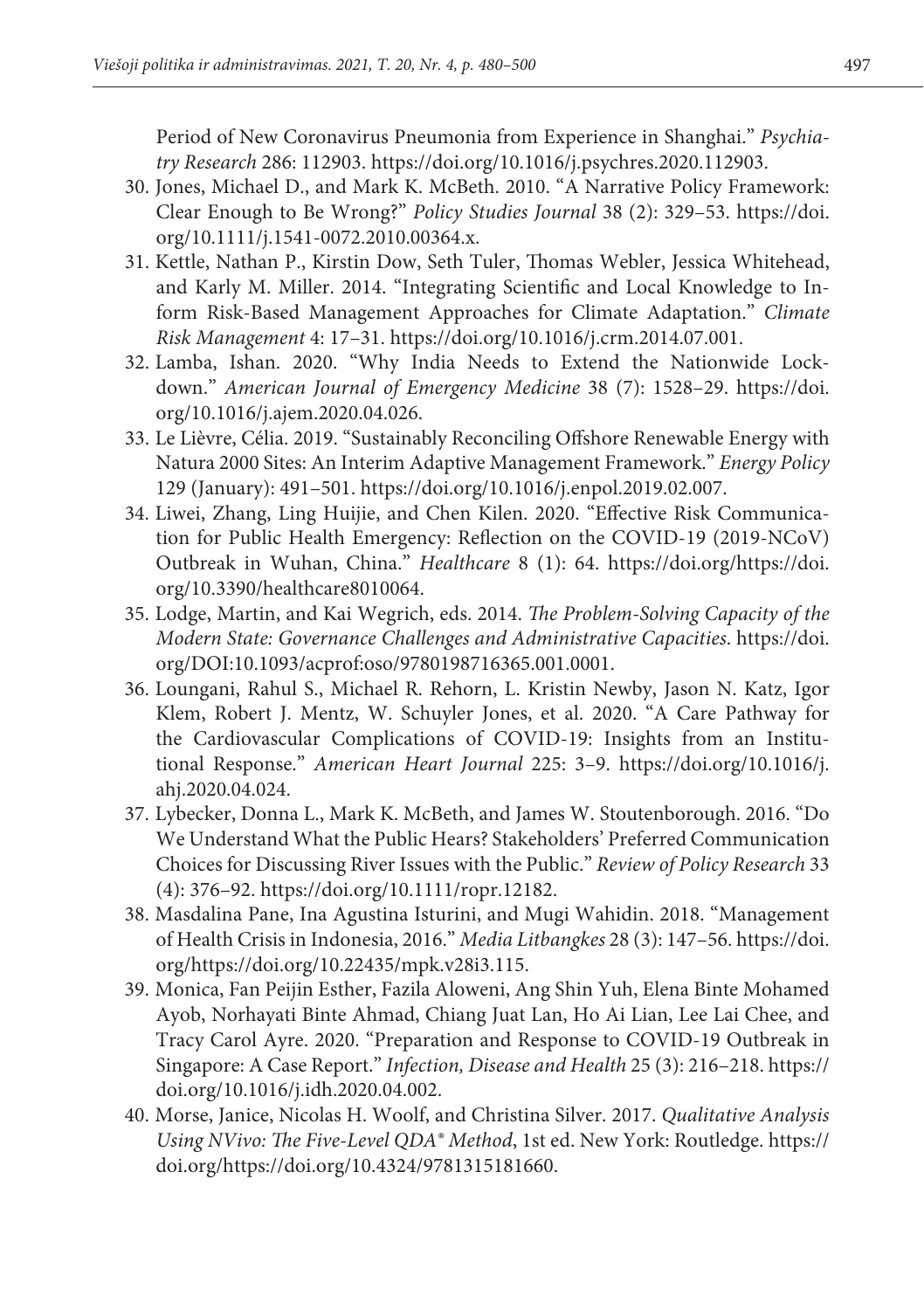Period of New Coronavirus Pneumonia from Experience in Shanghai." *Psychiatry Research* 286: 112903. https://doi.org/10.1016/j.psychres.2020.112903.

30. Jones, Michael D., and Mark K. McBeth. 2010. "A Narrative Policy Framework: Clear Enough to Be Wrong?" *Policy Studies Journal* 38 (2): 329–53. https://doi.org/10.1111/j.1541-0072.2010.00364.x.
31. Kettle, Nathan P., Kirstin Dow, Seth Tuler, Thomas Webler, Jessica Whitehead, and Karly M. Miller. 2014. "Integrating Scientific and Local Knowledge to Inform Risk-Based Management Approaches for Climate Adaptation." *Climate Risk Management* 4: 17–31. https://doi.org/10.1016/j.crm.2014.07.001.
32. Lamba, Ishan. 2020. "Why India Needs to Extend the Nationwide Lockdown." *American Journal of Emergency Medicine* 38 (7): 1528–29. https://doi.org/10.1016/j.ajem.2020.04.026.
33. Le Lièvre, Célia. 2019. "Sustainably Reconciling Offshore Renewable Energy with Natura 2000 Sites: An Interim Adaptive Management Framework." *Energy Policy* 129 (January): 491–501. https://doi.org/10.1016/j.enpol.2019.02.007.
34. Liwei, Zhang, Ling Huijie, and Chen Kilen. 2020. "Effective Risk Communication for Public Health Emergency: Reflection on the COVID-19 (2019-NCoV) Outbreak in Wuhan, China." *Healthcare* 8 (1): 64. https://doi.org/https://doi.org/10.3390/healthcare8010064.
35. Lodge, Martin, and Kai Wegrich, eds. 2014. *The Problem-Solving Capacity of the Modern State: Governance Challenges and Administrative Capacities*. https://doi.org/DOI:10.1093/acprof:oso/9780198716365.001.0001.
36. Loungani, Rahul S., Michael R. Rehorn, L. Kristin Newby, Jason N. Katz, Igor Klem, Robert J. Mentz, W. Schuyler Jones, et al. 2020. "A Care Pathway for the Cardiovascular Complications of COVID-19: Insights from an Institutional Response." *American Heart Journal* 225: 3–9. https://doi.org/10.1016/j.ahj.2020.04.024.
37. Lybecker, Donna L., Mark K. McBeth, and James W. Stoutenborough. 2016. "Do We Understand What the Public Hears? Stakeholders' Preferred Communication Choices for Discussing River Issues with the Public." *Review of Policy Research* 33 (4): 376–92. https://doi.org/10.1111/ropr.12182.
38. Masdalina Pane, Ina Agustina Isturini, and Mugi Wahidin. 2018. "Management of Health Crisis in Indonesia, 2016." *Media Litbangkes* 28 (3): 147–56. https://doi.org/https://doi.org/10.22435/mpk.v28i3.115.
39. Monica, Fan Peijin Esther, Fazila Aloweni, Ang Shin Yuh, Elena Binte Mohamed Ayob, Norhayati Binte Ahmad, Chiang Juat Lan, Ho Ai Lian, Lee Lai Chee, and Tracy Carol Ayre. 2020. "Preparation and Response to COVID-19 Outbreak in Singapore: A Case Report." *Infection, Disease and Health* 25 (3): 216–218. https://doi.org/10.1016/j.idh.2020.04.002.
40. Morse, Janice, Nicolas H. Woolf, and Christina Silver. 2017. *Qualitative Analysis Using NVivo: The Five-Level QDA® Method*, 1st ed. New York: Routledge. https://doi.org/https://doi.org/10.4324/9781315181660.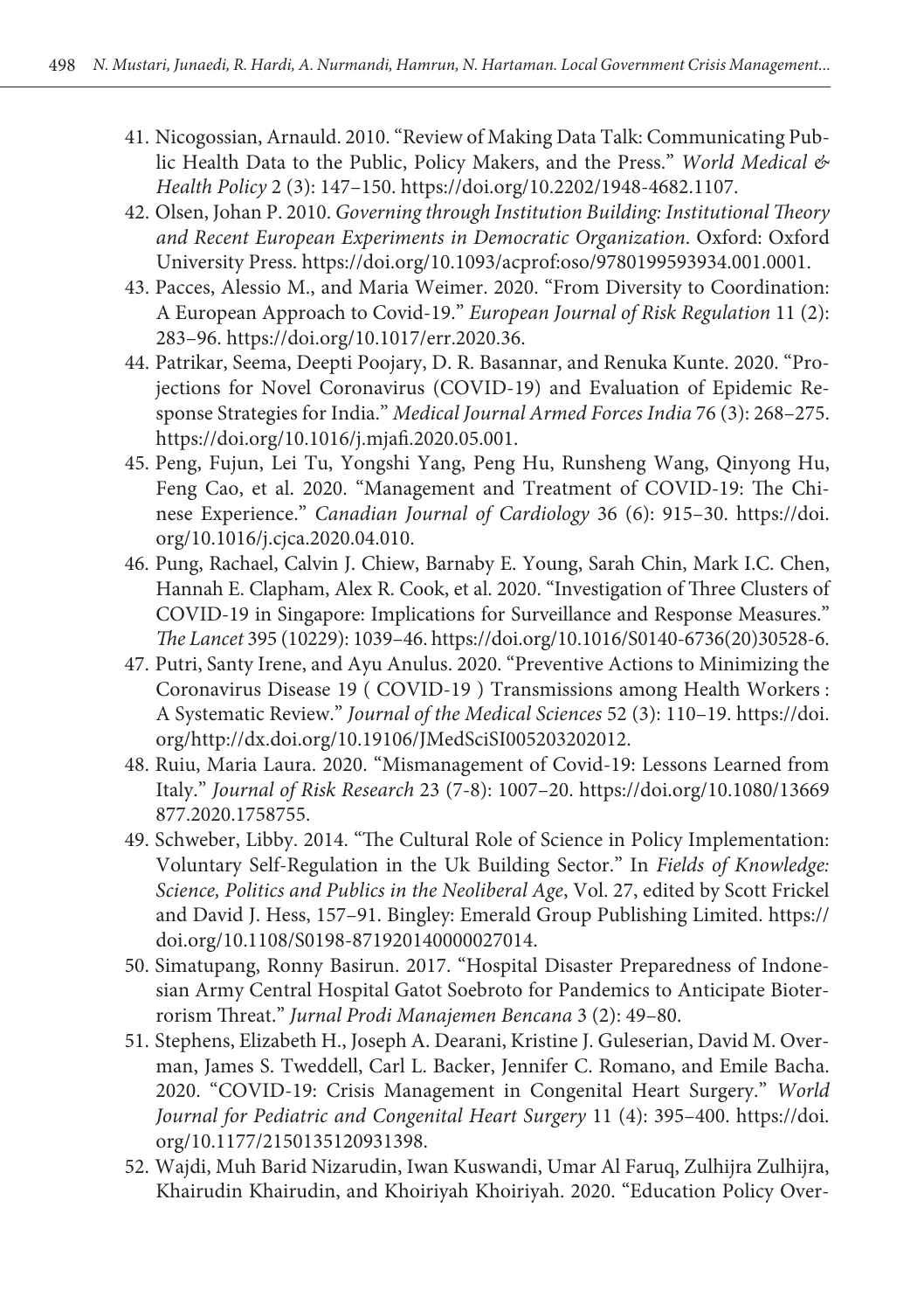41. Nicogossian, Arnauld. 2010. "Review of Making Data Talk: Communicating Public Health Data to the Public, Policy Makers, and the Press." *World Medical & Health Policy* 2 (3): 147–150. https://doi.org/10.2202/1948-4682.1107.
42. Olsen, Johan P. 2010. *Governing through Institution Building: Institutional Theory and Recent European Experiments in Democratic Organization*. Oxford: Oxford University Press. https://doi.org/10.1093/acprof:oso/9780199593934.001.0001.
43. Pacces, Alessio M., and Maria Weimer. 2020. "From Diversity to Coordination: A European Approach to Covid-19." *European Journal of Risk Regulation* 11 (2): 283–96. https://doi.org/10.1017/err.2020.36.
44. Patrikar, Seema, Deepti Poojary, D. R. Basannar, and Renuka Kunte. 2020. "Projections for Novel Coronavirus (COVID-19) and Evaluation of Epidemic Response Strategies for India." *Medical Journal Armed Forces India* 76 (3): 268–275. https://doi.org/10.1016/j.mjafi.2020.05.001.
45. Peng, Fujun, Lei Tu, Yongshi Yang, Peng Hu, Runsheng Wang, Qinyong Hu, Feng Cao, et al. 2020. "Management and Treatment of COVID-19: The Chinese Experience." *Canadian Journal of Cardiology* 36 (6): 915–30. https://doi.org/10.1016/j.cjca.2020.04.010.
46. Pung, Rachael, Calvin J. Chiew, Barnaby E. Young, Sarah Chin, Mark I.C. Chen, Hannah E. Clapham, Alex R. Cook, et al. 2020. "Investigation of Three Clusters of COVID-19 in Singapore: Implications for Surveillance and Response Measures." *The Lancet* 395 (10229): 1039–46. https://doi.org/10.1016/S0140-6736(20)30528-6.
47. Putri, Santy Irene, and Ayu Anulus. 2020. "Preventive Actions to Minimizing the Coronavirus Disease 19 ( COVID-19 ) Transmissions among Health Workers : A Systematic Review." *Journal of the Medical Sciences* 52 (3): 110–19. https://doi.org/http://dx.doi.org/10.19106/JMedSciSI005203202012.
48. Ruiu, Maria Laura. 2020. "Mismanagement of Covid-19: Lessons Learned from Italy." *Journal of Risk Research* 23 (7-8): 1007–20. https://doi.org/10.1080/13669877.2020.1758755.
49. Schweber, Libby. 2014. "The Cultural Role of Science in Policy Implementation: Voluntary Self-Regulation in the Uk Building Sector." In *Fields of Knowledge: Science, Politics and Publics in the Neoliberal Age*, Vol. 27, edited by Scott Frickel and David J. Hess, 157–91. Bingley: Emerald Group Publishing Limited. https://doi.org/10.1108/S0198-871920140000027014.
50. Simatupang, Ronny Basirun. 2017. "Hospital Disaster Preparedness of Indonesian Army Central Hospital Gatot Soebroto for Pandemics to Anticipate Bioterrorism Threat." *Jurnal Prodi Manajemen Bencana* 3 (2): 49–80.
51. Stephens, Elizabeth H., Joseph A. Dearani, Kristine J. Guleserian, David M. Overman, James S. Tweddell, Carl L. Backer, Jennifer C. Romano, and Emile Bacha. 2020. "COVID-19: Crisis Management in Congenital Heart Surgery." *World Journal for Pediatric and Congenital Heart Surgery* 11 (4): 395–400. https://doi.org/10.1177/2150135120931398.
52. Wajdi, Muh Barid Nizarudin, Iwan Kuswandi, Umar Al Faruq, Zulhijra Zulhijra, Khairudin Khairudin, and Khoiriyah Khoiriyah. 2020. "Education Policy Over-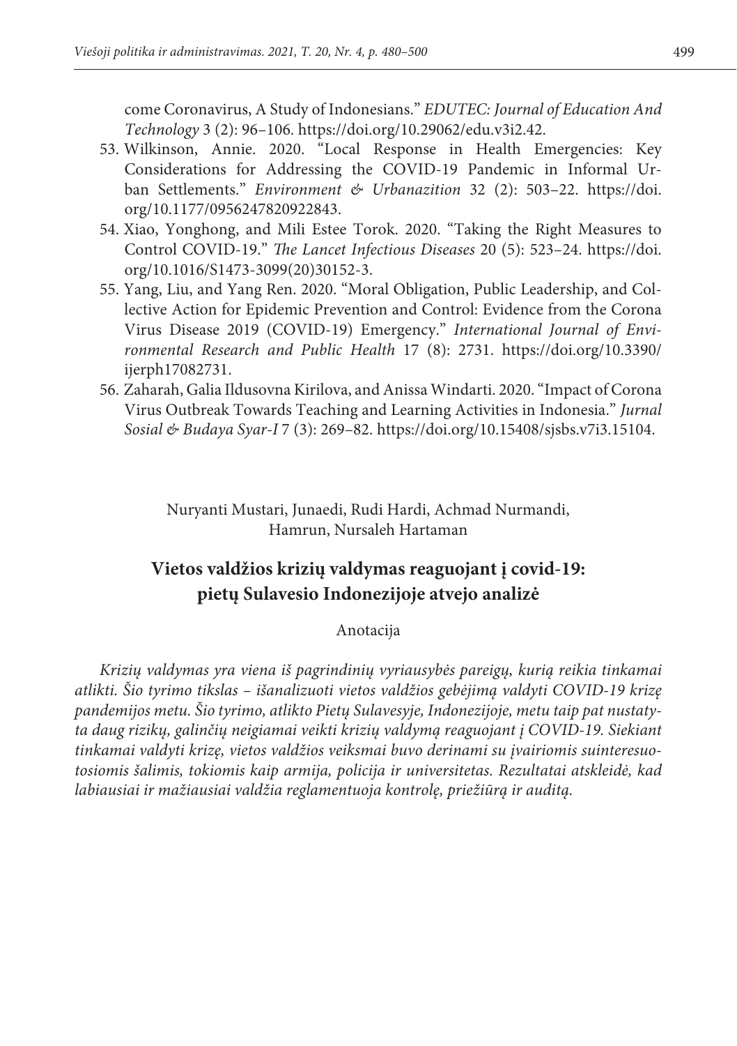come Coronavirus, A Study of Indonesians." *EDUTEC: Journal of Education And Technology* 3 (2): 96–106. https://doi.org/10.29062/edu.v3i2.42.

53. Wilkinson, Annie. 2020. "Local Response in Health Emergencies: Key Considerations for Addressing the COVID-19 Pandemic in Informal Urban Settlements." *Environment & Urbanazition* 32 (2): 503–22. https://doi.org/10.1177/0956247820922843.
54. Xiao, Yonghong, and Mili Estee Torok. 2020. "Taking the Right Measures to Control COVID-19." *The Lancet Infectious Diseases* 20 (5): 523–24. https://doi.org/10.1016/S1473-3099(20)30152-3.
55. Yang, Liu, and Yang Ren. 2020. "Moral Obligation, Public Leadership, and Collective Action for Epidemic Prevention and Control: Evidence from the Corona Virus Disease 2019 (COVID-19) Emergency." *International Journal of Environmental Research and Public Health* 17 (8): 2731. https://doi.org/10.3390/ijerph17082731.
56. Zaharah, Galia Ildusovna Kirilova, and Anissa Windarti. 2020. "Impact of Corona Virus Outbreak Towards Teaching and Learning Activities in Indonesia." *Jurnal Sosial & Budaya Syar-I* 7 (3): 269–82. https://doi.org/10.15408/sjsbs.v7i3.15104.

Nuryanti Mustari, Junaedi, Rudi Hardi, Achmad Nurmandi, Hamrun, Nursaleh Hartaman

## Vietos valdžios krizių valdymas reaguojant į covid-19: pietų Sulavesio Indonezijoje atvejo analizė

Anotacija

*Krizių valdymas yra viena iš pagrindinių vyriausybės pareigų, kurią reikia tinkamai atlikti. Šio tyrimo tikslas – išanalizuoti vietos valdžios gebėjimą valdyti COVID-19 krizę pandemijos metu. Šio tyrimo, atlikto Pietų Sulavesyje, Indonezijoje, metu taip pat nustatyta daug rizikų, galinčių neigiamai veikti krizių valdymą reaguojant į COVID-19. Siekiant tinkamai valdyti krizę, vietos valdžios veiksmai buvo derinami su įvairiomis suinteresuotosiomis šalimis, tokiomis kaip armija, policija ir universitetas. Rezultatai atskleidė, kad labiausiai ir mažiausiai valdžia reglamentuoja kontrolę, priežiūrą ir auditą.*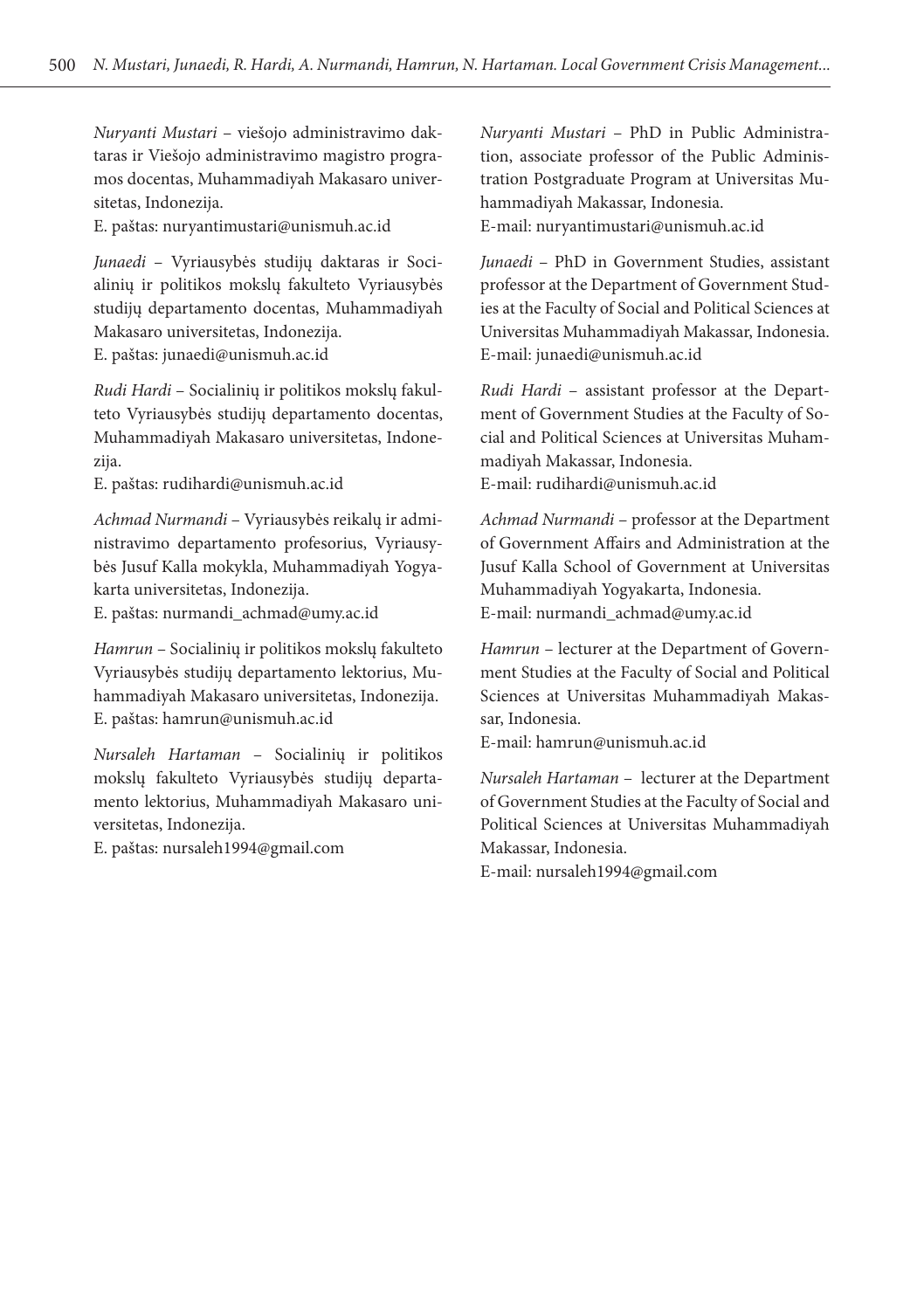*Nuryanti Mustari* – viešojo administravimo daktaras ir Viešojo administravimo magistro programos docentas, Muhammadiyah Makasaro universitetas, Indonezija.
E. paštas: nuryantimustari@unismuh.ac.id

*Junaedi* – Vyriausybės studijų daktaras ir Socialinių ir politikos mokslų fakulteto Vyriausybės studijų departamento docentas, Muhammadiyah Makasaro universitetas, Indonezija.
E. paštas: junaedi@unismuh.ac.id

*Rudi Hardi* – Socialinių ir politikos mokslų fakulteto Vyriausybės studijų departamento docentas, Muhammadiyah Makasaro universitetas, Indonezija.
E. paštas: rudihardi@unismuh.ac.id

*Achmad Nurmandi* – Vyriausybės reikalų ir administravimo departamento profesorius, Vyriausybės Jusuf Kalla mokykla, Muhammadiyah Yogyakarta universitetas, Indonezija.
E. paštas: nurmandi_achmad@umy.ac.id

*Hamrun* – Socialinių ir politikos mokslų fakulteto Vyriausybės studijų departamento lektorius, Muhammadiyah Makasaro universitetas, Indonezija.
E. paštas: hamrun@unismuh.ac.id

*Nursaleh Hartaman* – Socialinių ir politikos mokslų fakulteto Vyriausybės studijų departamento lektorius, Muhammadiyah Makasaro universitetas, Indonezija.
E. paštas: nursaleh1994@gmail.com

*Nuryanti Mustari* – PhD in Public Administration, associate professor of the Public Administration Postgraduate Program at Universitas Muhammadiyah Makassar, Indonesia.
E-mail: nuryantimustari@unismuh.ac.id

*Junaedi* – PhD in Government Studies, assistant professor at the Department of Government Studies at the Faculty of Social and Political Sciences at Universitas Muhammadiyah Makassar, Indonesia.
E-mail: junaedi@unismuh.ac.id

*Rudi Hardi* – assistant professor at the Department of Government Studies at the Faculty of Social and Political Sciences at Universitas Muhammadiyah Makassar, Indonesia.
E-mail: rudihardi@unismuh.ac.id

*Achmad Nurmandi* – professor at the Department of Government Affairs and Administration at the Jusuf Kalla School of Government at Universitas Muhammadiyah Yogyakarta, Indonesia.
E-mail: nurmandi_achmad@umy.ac.id

*Hamrun* – lecturer at the Department of Government Studies at the Faculty of Social and Political Sciences at Universitas Muhammadiyah Makassar, Indonesia.
E-mail: hamrun@unismuh.ac.id

*Nursaleh Hartaman* – lecturer at the Department of Government Studies at the Faculty of Social and Political Sciences at Universitas Muhammadiyah Makassar, Indonesia.
E-mail: nursaleh1994@gmail.com